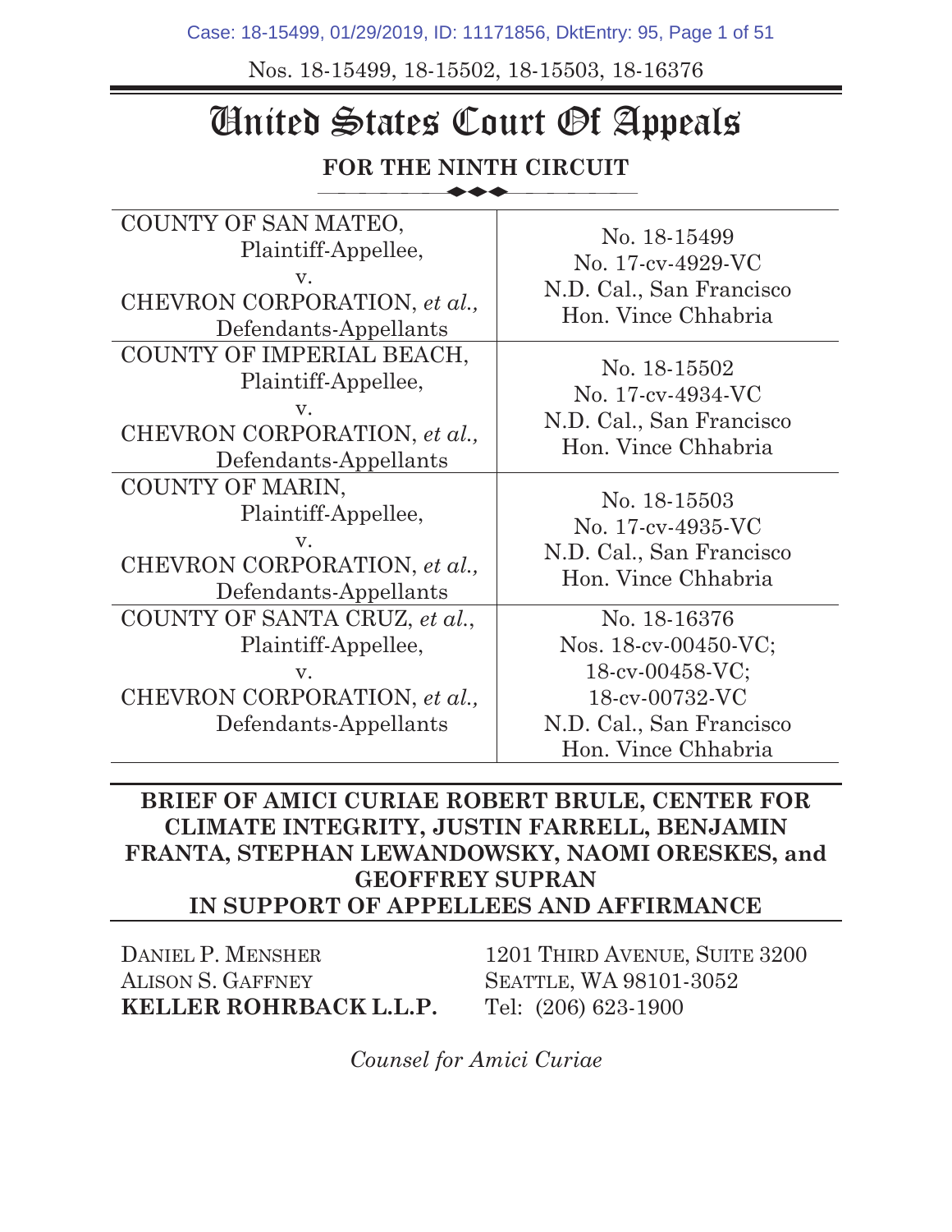Nos. 18-15499, 18-15502, 18-15503, 18-16376

# United States Court Of Appeals

**FOR THE NINTH CIRCUIT**

| | |
|---|---|
| COUNTY OF SAN MATEO, Plaintiff-Appellee, v. CHEVRON CORPORATION, *et al.,* Defendants-Appellants | No. 18-15499 No. 17-cv-4929-VC N.D. Cal., San Francisco Hon. Vince Chhabria |
| COUNTY OF IMPERIAL BEACH, Plaintiff-Appellee, v. CHEVRON CORPORATION, *et al.,* Defendants-Appellants | No. 18-15502 No. 17-cv-4934-VC N.D. Cal., San Francisco Hon. Vince Chhabria |
| COUNTY OF MARIN, Plaintiff-Appellee, v. CHEVRON CORPORATION, *et al.,* Defendants-Appellants | No. 18-15503 No. 17-cv-4935-VC N.D. Cal., San Francisco Hon. Vince Chhabria |
| COUNTY OF SANTA CRUZ, *et al.,* Plaintiff-Appellee, v. CHEVRON CORPORATION, *et al.,* Defendants-Appellants | No. 18-16376 Nos. 18-cv-00450-VC; 18-cv-00458-VC; 18-cv-00732-VC N.D. Cal., San Francisco Hon. Vince Chhabria |

**BRIEF OF AMICI CURIAE ROBERT BRULE, CENTER FOR CLIMATE INTEGRITY, JUSTIN FARRELL, BENJAMIN FRANTA, STEPHAN LEWANDOWSKY, NAOMI ORESKES, and GEOFFREY SUPRAN IN SUPPORT OF APPELLEES AND AFFIRMANCE**

DANIEL P. MENSHER
ALISON S. GAFFNEY
**KELLER ROHRBACK L.L.P.**

1201 THIRD AVENUE, SUITE 3200
SEATTLE, WA 98101-3052
Tel: (206) 623-1900

*Counsel for Amici Curiae*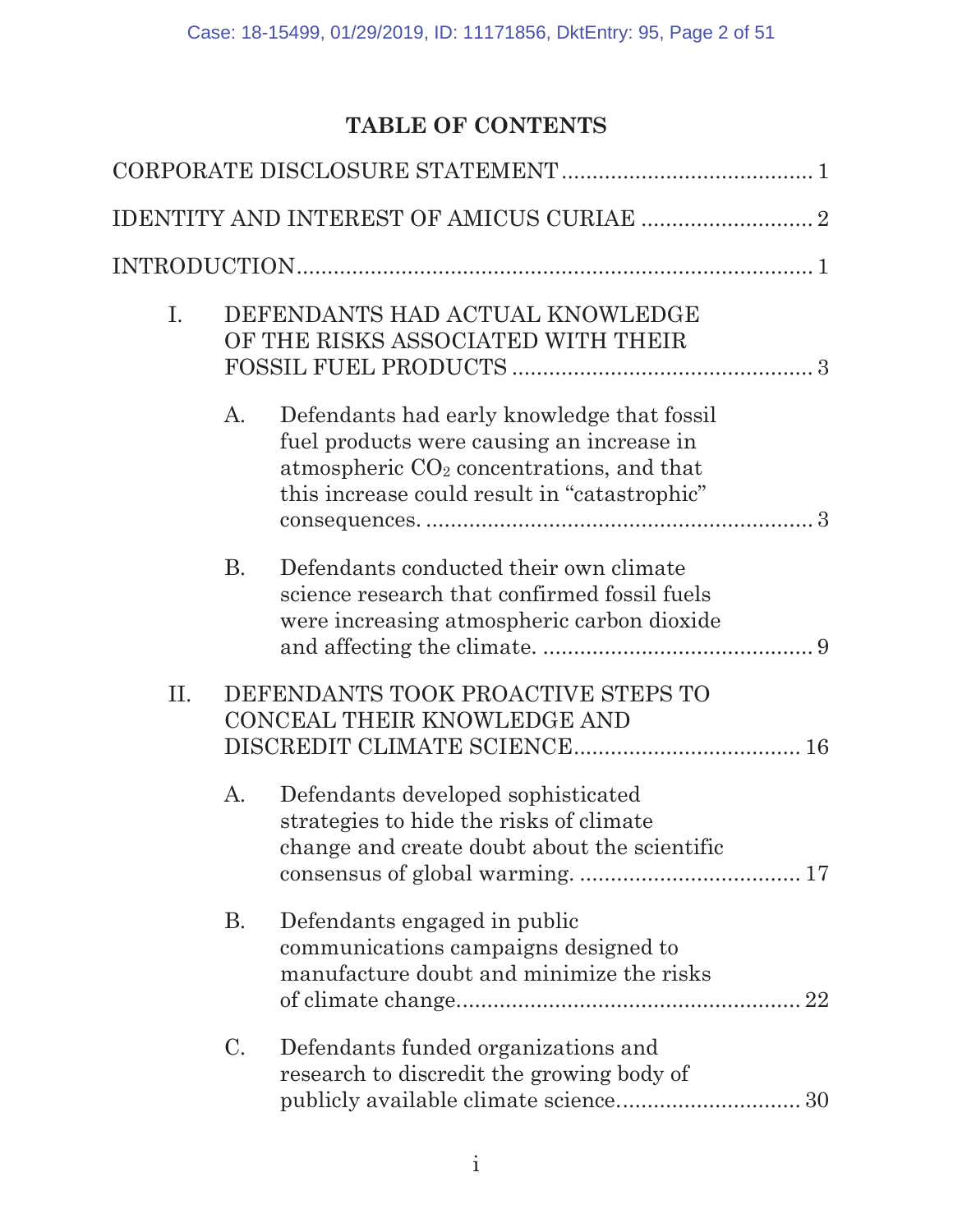# TABLE OF CONTENTS

CORPORATE DISCLOSURE STATEMENT ........................................ 1

IDENTITY AND INTEREST OF AMICUS CURIAE ........................... 2

INTRODUCTION.................................................................................. 1

I. DEFENDANTS HAD ACTUAL KNOWLEDGE OF THE RISKS ASSOCIATED WITH THEIR FOSSIL FUEL PRODUCTS ................................................ 3

  A. Defendants had early knowledge that fossil fuel products were causing an increase in atmospheric $CO_2$ concentrations, and that this increase could result in "catastrophic" consequences. ............................................................. 3

  B. Defendants conducted their own climate science research that confirmed fossil fuels were increasing atmospheric carbon dioxide and affecting the climate. ........................................... 9

II. DEFENDANTS TOOK PROACTIVE STEPS TO CONCEAL THEIR KNOWLEDGE AND DISCREDIT CLIMATE SCIENCE.................................... 16

  A. Defendants developed sophisticated strategies to hide the risks of climate change and create doubt about the scientific consensus of global warming. .................................. 17

  B. Defendants engaged in public communications campaigns designed to manufacture doubt and minimize the risks of climate change....................................................... 22

  C. Defendants funded organizations and research to discredit the growing body of publicly available climate science.............................. 30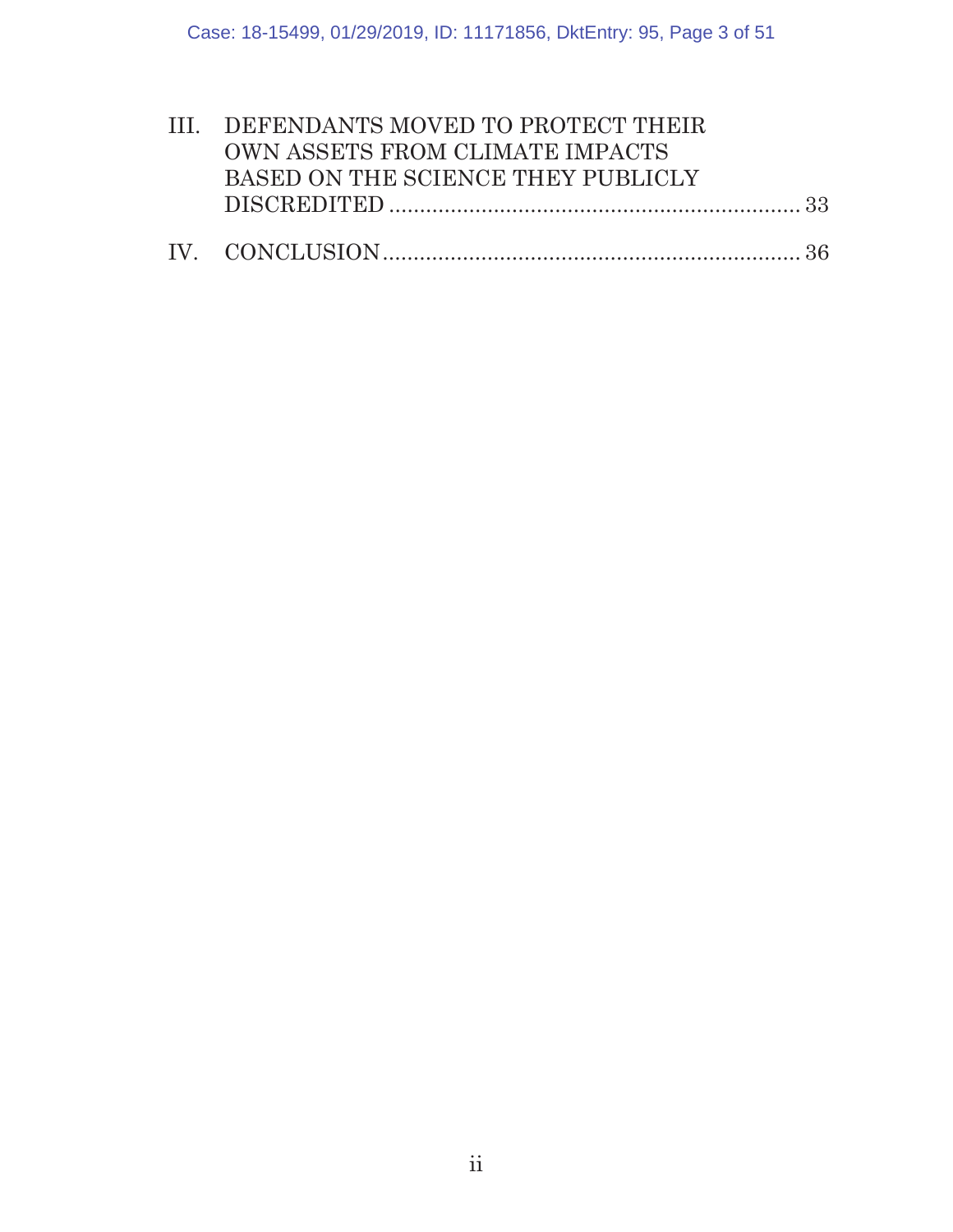III. DEFENDANTS MOVED TO PROTECT THEIR OWN ASSETS FROM CLIMATE IMPACTS BASED ON THE SCIENCE THEY PUBLICLY DISCREDITED .................................................................... 33

IV. CONCLUSION .................................................................... 36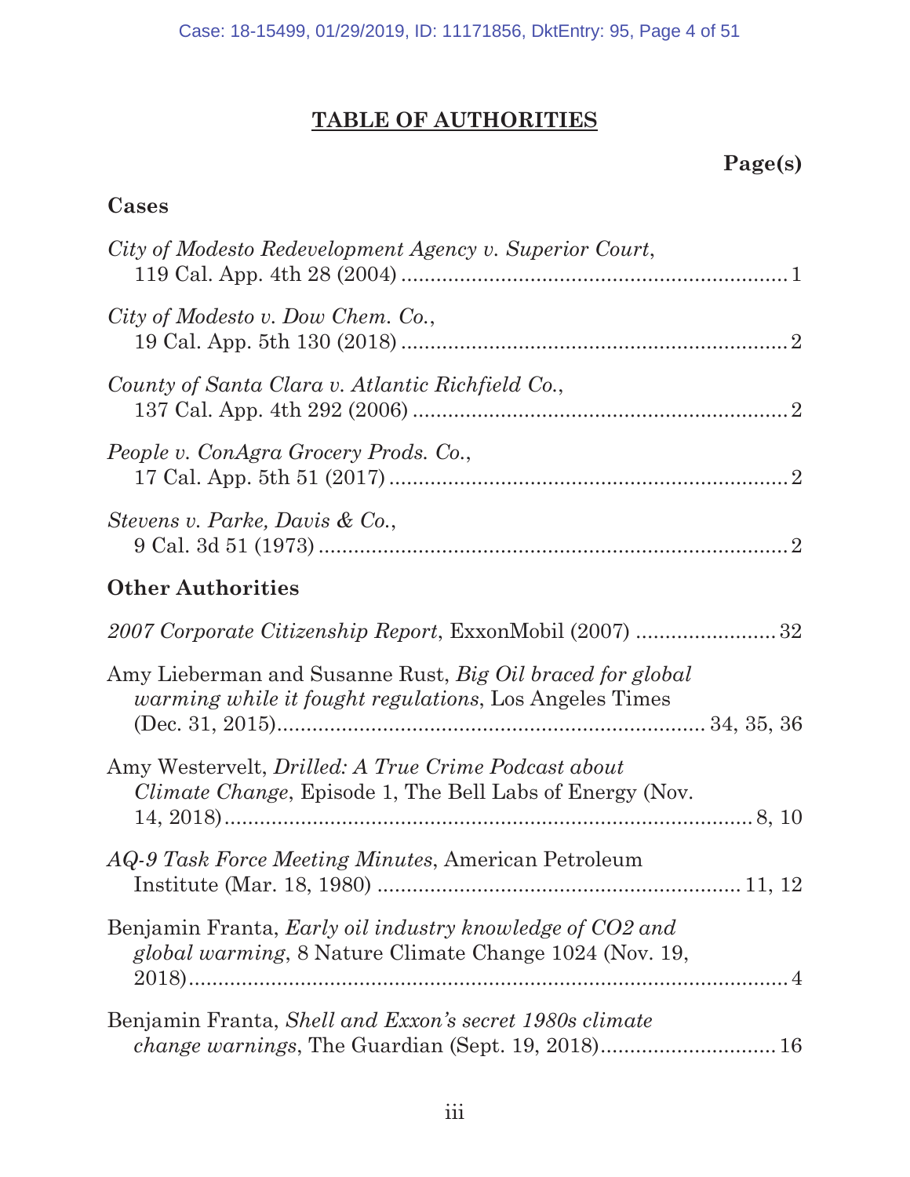## TABLE OF AUTHORITIES

**Page(s)**

### Cases

*City of Modesto Redevelopment Agency v. Superior Court*, 119 Cal. App. 4th 28 (2004) .................................................................. 1

*City of Modesto v. Dow Chem. Co.*, 19 Cal. App. 5th 130 (2018) .................................................................. 2

*County of Santa Clara v. Atlantic Richfield Co.*, 137 Cal. App. 4th 292 (2006) ................................................................ 2

*People v. ConAgra Grocery Prods. Co.*, 17 Cal. App. 5th 51 (2017) .................................................................... 2

*Stevens v. Parke, Davis & Co.*, 9 Cal. 3d 51 (1973) ................................................................................ 2

### Other Authorities

*2007 Corporate Citizenship Report*, ExxonMobil (2007) ........................ 32

Amy Lieberman and Susanne Rust, *Big Oil braced for global warming while it fought regulations*, Los Angeles Times (Dec. 31, 2015)......................................................................... 34, 35, 36

Amy Westervelt, *Drilled: A True Crime Podcast about Climate Change*, Episode 1, The Bell Labs of Energy (Nov. 14, 2018)........................................................................................ 8, 10

*AQ-9 Task Force Meeting Minutes*, American Petroleum Institute (Mar. 18, 1980) ............................................................ 11, 12

Benjamin Franta, *Early oil industry knowledge of CO2 and global warming*, 8 Nature Climate Change 1024 (Nov. 19, 2018)........................................................................................... 4

Benjamin Franta, *Shell and Exxon's secret 1980s climate change warnings*, The Guardian (Sept. 19, 2018).............................. 16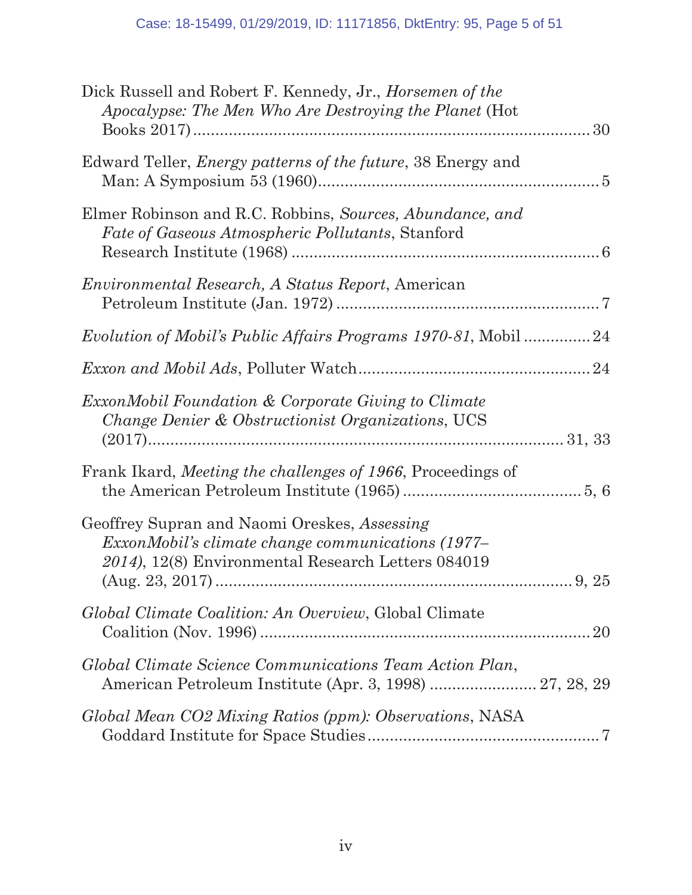Dick Russell and Robert F. Kennedy, Jr., *Horsemen of the Apocalypse: The Men Who Are Destroying the Planet* (Hot Books 2017) .......... 30

Edward Teller, *Energy patterns of the future*, 38 Energy and Man: A Symposium 53 (1960) .......... 5

Elmer Robinson and R.C. Robbins, *Sources, Abundance, and Fate of Gaseous Atmospheric Pollutants*, Stanford Research Institute (1968) .......... 6

*Environmental Research, A Status Report*, American Petroleum Institute (Jan. 1972) .......... 7

*Evolution of Mobil's Public Affairs Programs 1970-81*, Mobil .......... 24

*Exxon and Mobil Ads*, Polluter Watch .......... 24

*ExxonMobil Foundation & Corporate Giving to Climate Change Denier & Obstructionist Organizations*, UCS (2017) .......... 31, 33

Frank Ikard, *Meeting the challenges of 1966*, Proceedings of the American Petroleum Institute (1965) .......... 5, 6

Geoffrey Supran and Naomi Oreskes, *Assessing ExxonMobil's climate change communications (1977–2014)*, 12(8) Environmental Research Letters 084019 (Aug. 23, 2017) .......... 9, 25

*Global Climate Coalition: An Overview*, Global Climate Coalition (Nov. 1996) .......... 20

*Global Climate Science Communications Team Action Plan*, American Petroleum Institute (Apr. 3, 1998) .......... 27, 28, 29

*Global Mean CO2 Mixing Ratios (ppm): Observations*, NASA Goddard Institute for Space Studies .......... 7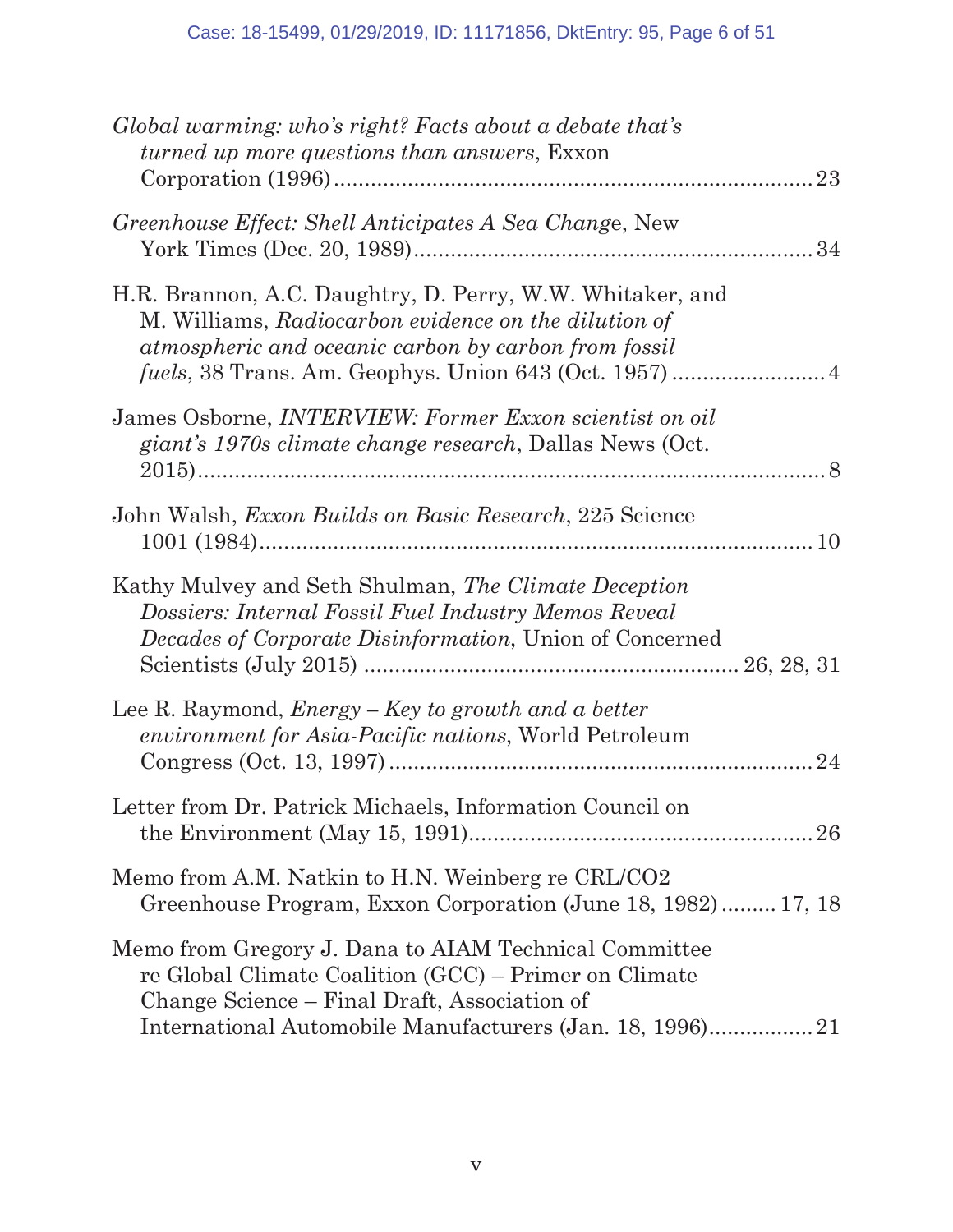*Global warming: who's right? Facts about a debate that's turned up more questions than answers*, Exxon Corporation (1996) .......... 23

*Greenhouse Effect: Shell Anticipates A Sea Change*, New York Times (Dec. 20, 1989) .......... 34

H.R. Brannon, A.C. Daughtry, D. Perry, W.W. Whitaker, and M. Williams, *Radiocarbon evidence on the dilution of atmospheric and oceanic carbon by carbon from fossil fuels*, 38 Trans. Am. Geophys. Union 643 (Oct. 1957) .......... 4

James Osborne, *INTERVIEW: Former Exxon scientist on oil giant's 1970s climate change research*, Dallas News (Oct. 2015) .......... 8

John Walsh, *Exxon Builds on Basic Research*, 225 Science 1001 (1984) .......... 10

Kathy Mulvey and Seth Shulman, *The Climate Deception Dossiers: Internal Fossil Fuel Industry Memos Reveal Decades of Corporate Disinformation*, Union of Concerned Scientists (July 2015) .......... 26, 28, 31

Lee R. Raymond, *Energy – Key to growth and a better environment for Asia-Pacific nations*, World Petroleum Congress (Oct. 13, 1997) .......... 24

Letter from Dr. Patrick Michaels, Information Council on the Environment (May 15, 1991) .......... 26

Memo from A.M. Natkin to H.N. Weinberg re CRL/CO2 Greenhouse Program, Exxon Corporation (June 18, 1982) .......... 17, 18

Memo from Gregory J. Dana to AIAM Technical Committee re Global Climate Coalition (GCC) – Primer on Climate Change Science – Final Draft, Association of International Automobile Manufacturers (Jan. 18, 1996) .......... 21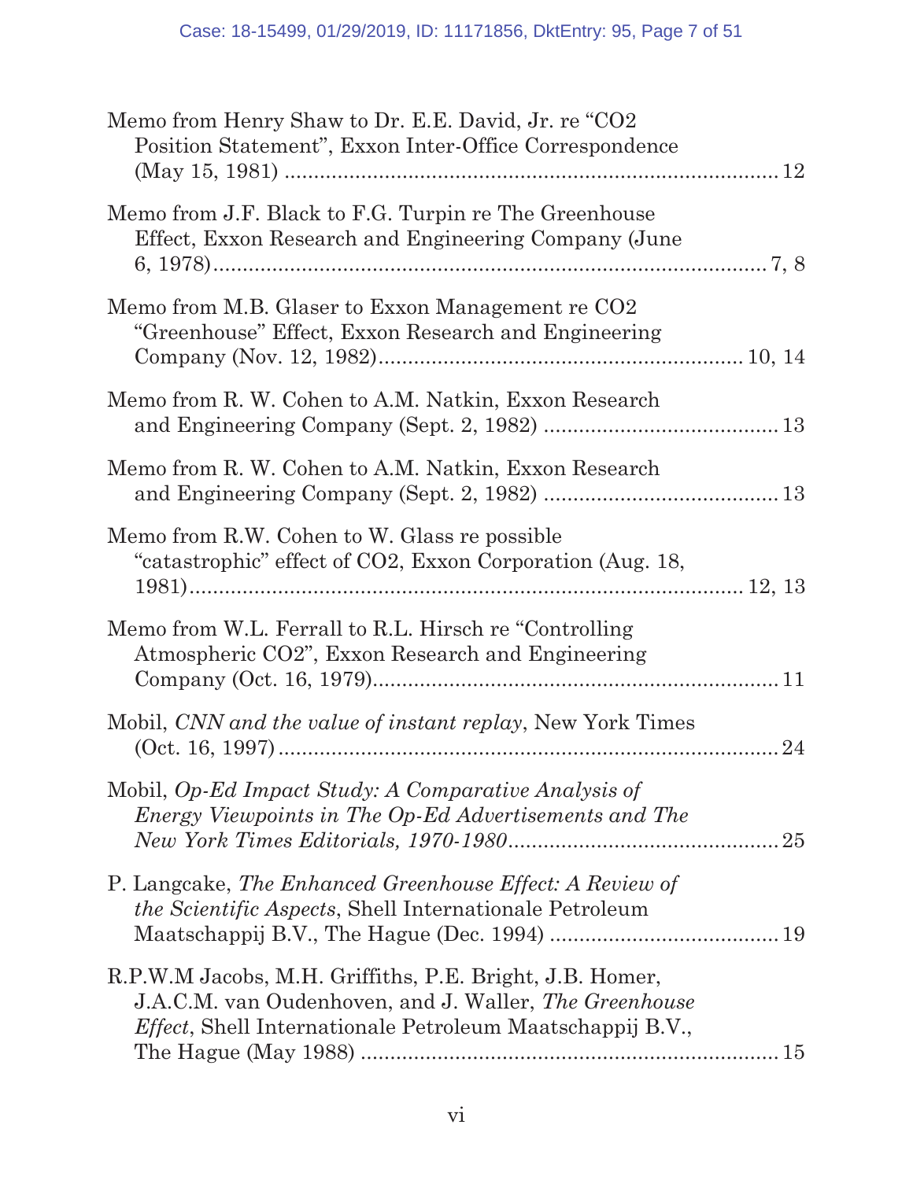Memo from Henry Shaw to Dr. E.E. David, Jr. re "$CO_2$ Position Statement", Exxon Inter-Office Correspondence (May 15, 1981) .................................................................................... 12

Memo from J.F. Black to F.G. Turpin re The Greenhouse Effect, Exxon Research and Engineering Company (June 6, 1978)............................................................................................ 7, 8

Memo from M.B. Glaser to Exxon Management re $CO_2$ "Greenhouse" Effect, Exxon Research and Engineering Company (Nov. 12, 1982)............................................................ 10, 14

Memo from R. W. Cohen to A.M. Natkin, Exxon Research and Engineering Company (Sept. 2, 1982) ....................................... 13

Memo from R. W. Cohen to A.M. Natkin, Exxon Research and Engineering Company (Sept. 2, 1982) ....................................... 13

Memo from R.W. Cohen to W. Glass re possible "catastrophic" effect of $CO_2$, Exxon Corporation (Aug. 18, 1981)........................................................................................... 12, 13

Memo from W.L. Ferrall to R.L. Hirsch re "Controlling Atmospheric $CO_2$", Exxon Research and Engineering Company (Oct. 16, 1979)..................................................................... 11

Mobil, *CNN and the value of instant replay*, New York Times (Oct. 16, 1997)..................................................................................... 24

Mobil, *Op-Ed Impact Study: A Comparative Analysis of Energy Viewpoints in The Op-Ed Advertisements and The New York Times Editorials, 1970-1980*............................................. 25

P. Langcake, *The Enhanced Greenhouse Effect: A Review of the Scientific Aspects*, Shell Internationale Petroleum Maatschappij B.V., The Hague (Dec. 1994) ....................................... 19

R.P.W.M Jacobs, M.H. Griffiths, P.E. Bright, J.B. Homer, J.A.C.M. van Oudenhoven, and J. Waller, *The Greenhouse Effect*, Shell Internationale Petroleum Maatschappij B.V., The Hague (May 1988) ........................................................................ 15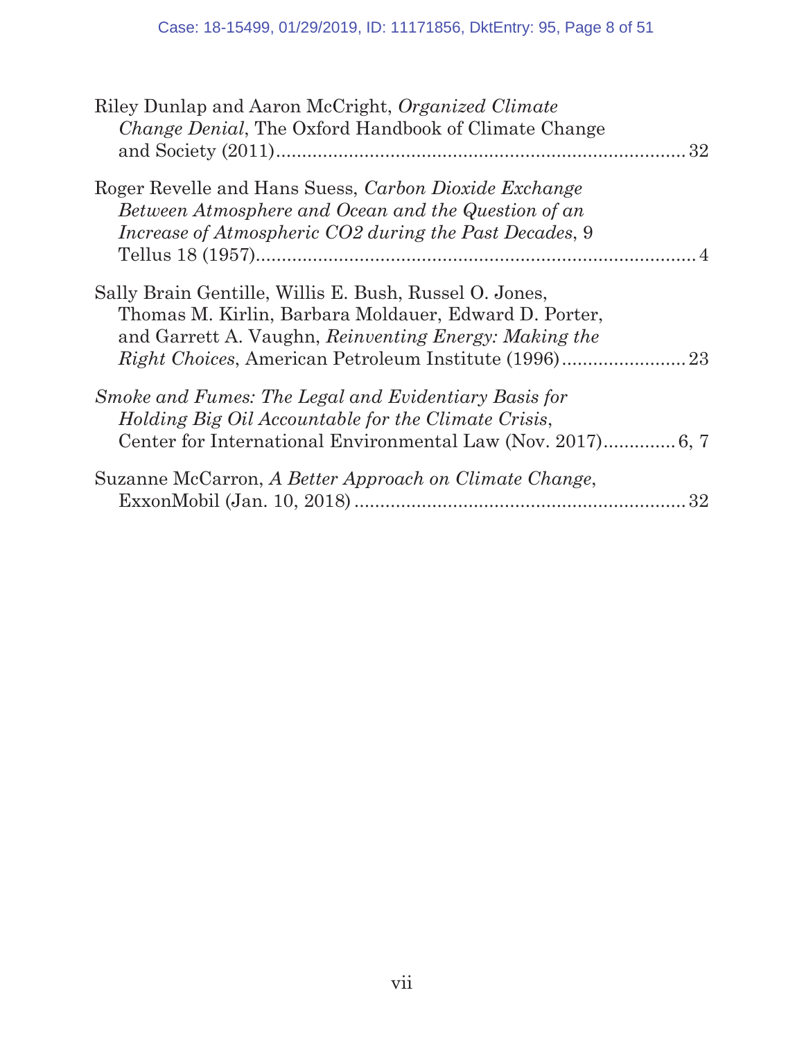Riley Dunlap and Aaron McCright, *Organized Climate Change Denial*, The Oxford Handbook of Climate Change and Society (2011)................................................................................32

Roger Revelle and Hans Suess, *Carbon Dioxide Exchange Between Atmosphere and Ocean and the Question of an Increase of Atmospheric CO2 during the Past Decades*, 9 Tellus 18 (1957)..........................................................................................4

Sally Brain Gentille, Willis E. Bush, Russel O. Jones, Thomas M. Kirlin, Barbara Moldauer, Edward D. Porter, and Garrett A. Vaughn, *Reinventing Energy: Making the Right Choices*, American Petroleum Institute (1996)........................23

*Smoke and Fumes: The Legal and Evidentiary Basis for Holding Big Oil Accountable for the Climate Crisis*, Center for International Environmental Law (Nov. 2017).............6, 7

Suzanne McCarron, *A Better Approach on Climate Change*, ExxonMobil (Jan. 10, 2018)................................................................32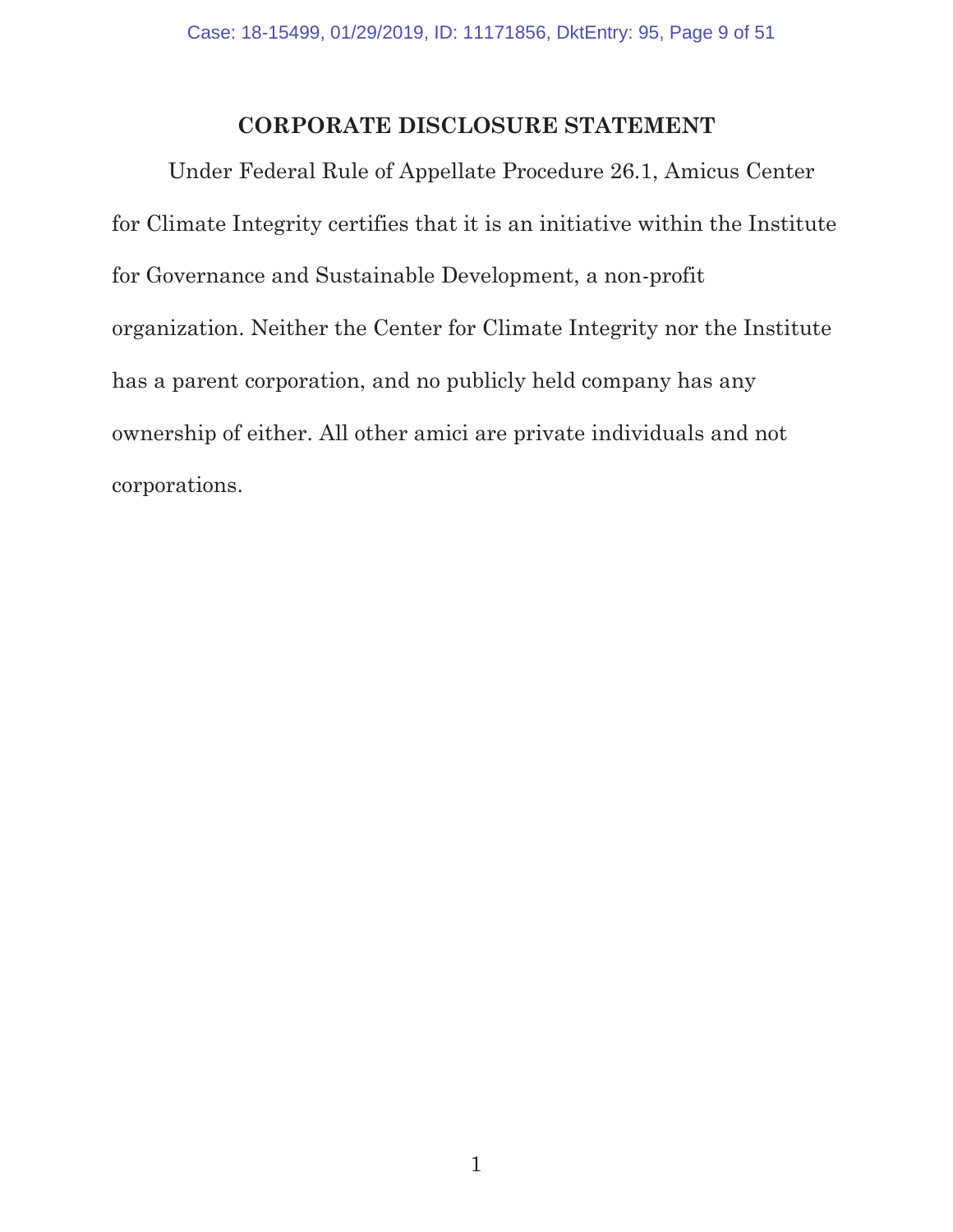## CORPORATE DISCLOSURE STATEMENT

Under Federal Rule of Appellate Procedure 26.1, Amicus Center for Climate Integrity certifies that it is an initiative within the Institute for Governance and Sustainable Development, a non-profit organization. Neither the Center for Climate Integrity nor the Institute has a parent corporation, and no publicly held company has any ownership of either. All other amici are private individuals and not corporations.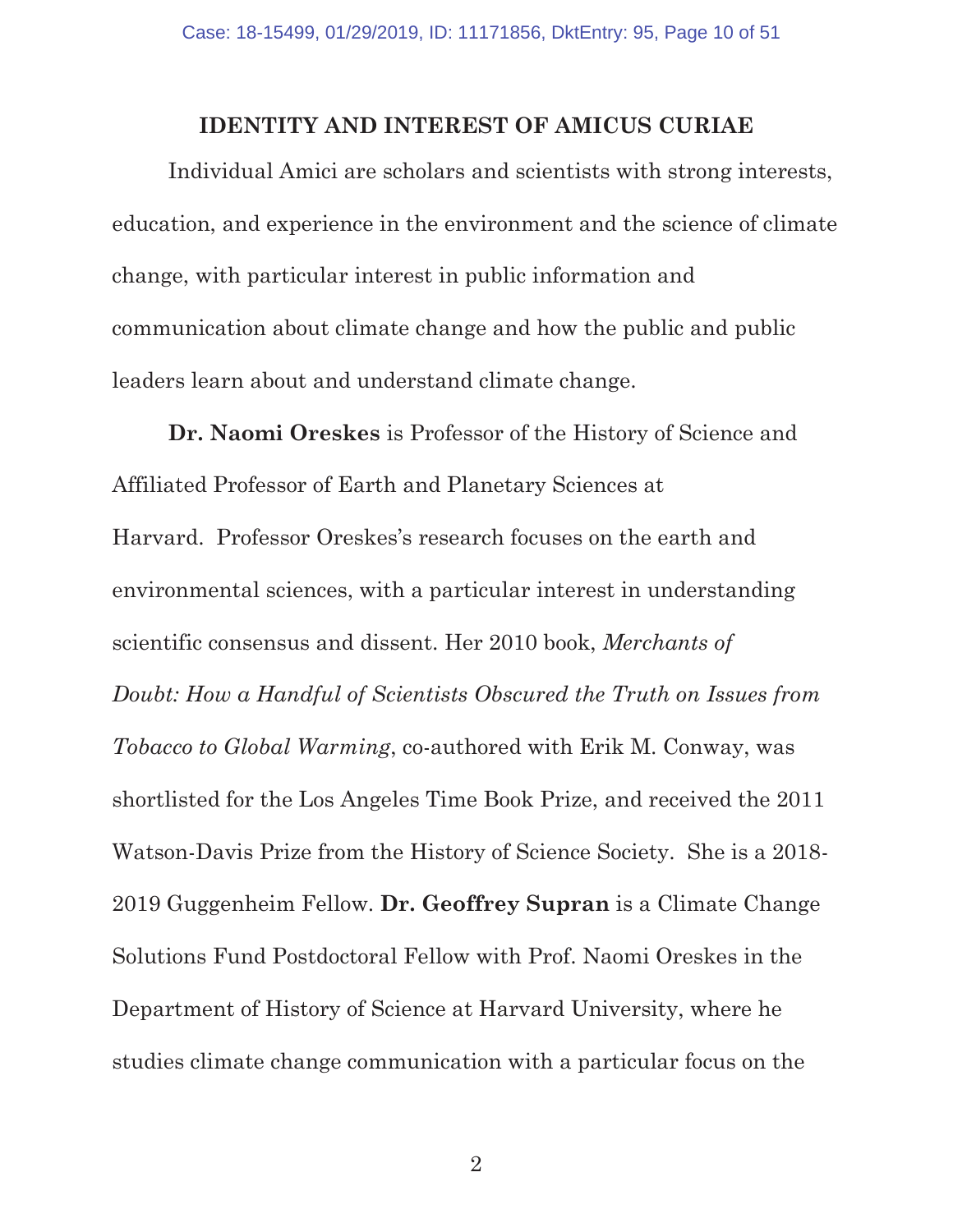## IDENTITY AND INTEREST OF AMICUS CURIAE

Individual Amici are scholars and scientists with strong interests, education, and experience in the environment and the science of climate change, with particular interest in public information and communication about climate change and how the public and public leaders learn about and understand climate change.

**Dr. Naomi Oreskes** is Professor of the History of Science and Affiliated Professor of Earth and Planetary Sciences at Harvard. Professor Oreskes's research focuses on the earth and environmental sciences, with a particular interest in understanding scientific consensus and dissent. Her 2010 book, *Merchants of Doubt: How a Handful of Scientists Obscured the Truth on Issues from Tobacco to Global Warming*, co-authored with Erik M. Conway, was shortlisted for the Los Angeles Time Book Prize, and received the 2011 Watson-Davis Prize from the History of Science Society. She is a 2018-2019 Guggenheim Fellow. **Dr. Geoffrey Supran** is a Climate Change Solutions Fund Postdoctoral Fellow with Prof. Naomi Oreskes in the Department of History of Science at Harvard University, where he studies climate change communication with a particular focus on the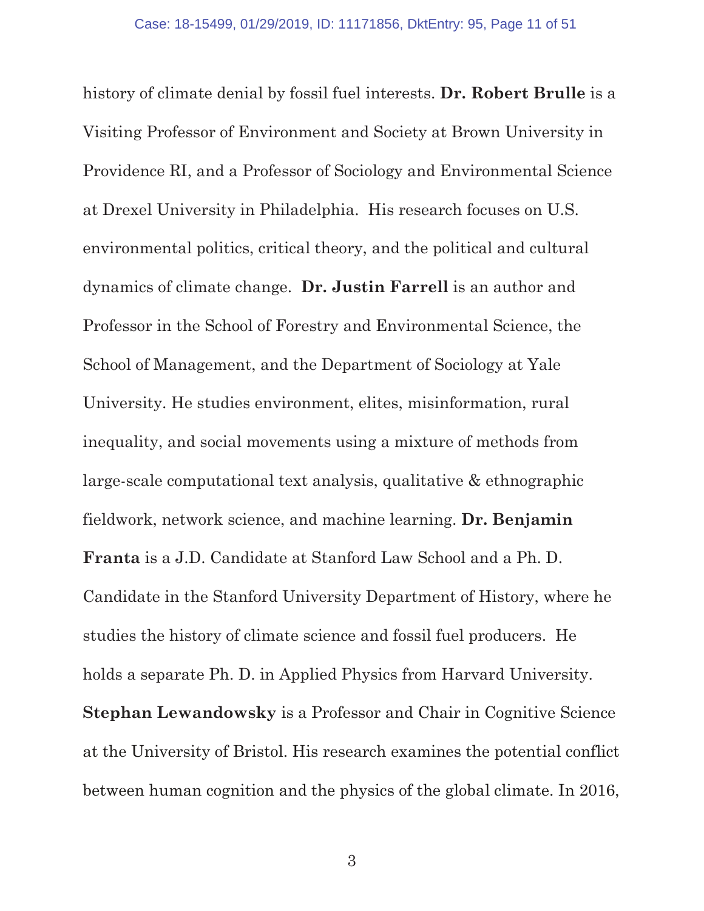history of climate denial by fossil fuel interests. **Dr. Robert Brulle** is a Visiting Professor of Environment and Society at Brown University in Providence RI, and a Professor of Sociology and Environmental Science at Drexel University in Philadelphia. His research focuses on U.S. environmental politics, critical theory, and the political and cultural dynamics of climate change. **Dr. Justin Farrell** is an author and Professor in the School of Forestry and Environmental Science, the School of Management, and the Department of Sociology at Yale University. He studies environment, elites, misinformation, rural inequality, and social movements using a mixture of methods from large-scale computational text analysis, qualitative & ethnographic fieldwork, network science, and machine learning. **Dr. Benjamin Franta** is a J.D. Candidate at Stanford Law School and a Ph. D. Candidate in the Stanford University Department of History, where he studies the history of climate science and fossil fuel producers. He holds a separate Ph. D. in Applied Physics from Harvard University. **Stephan Lewandowsky** is a Professor and Chair in Cognitive Science at the University of Bristol. His research examines the potential conflict between human cognition and the physics of the global climate. In 2016,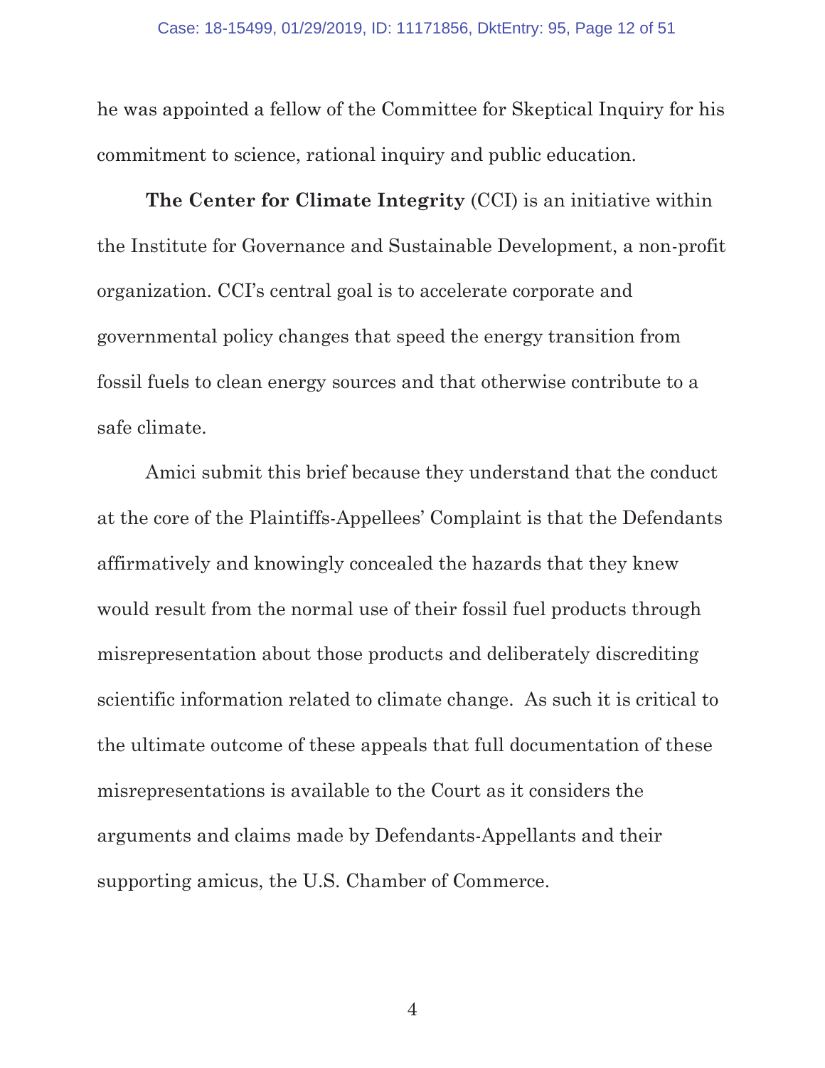he was appointed a fellow of the Committee for Skeptical Inquiry for his commitment to science, rational inquiry and public education.

**The Center for Climate Integrity** (CCI) is an initiative within the Institute for Governance and Sustainable Development, a non-profit organization. CCI's central goal is to accelerate corporate and governmental policy changes that speed the energy transition from fossil fuels to clean energy sources and that otherwise contribute to a safe climate.

Amici submit this brief because they understand that the conduct at the core of the Plaintiffs-Appellees' Complaint is that the Defendants affirmatively and knowingly concealed the hazards that they knew would result from the normal use of their fossil fuel products through misrepresentation about those products and deliberately discrediting scientific information related to climate change. As such it is critical to the ultimate outcome of these appeals that full documentation of these misrepresentations is available to the Court as it considers the arguments and claims made by Defendants-Appellants and their supporting amicus, the U.S. Chamber of Commerce.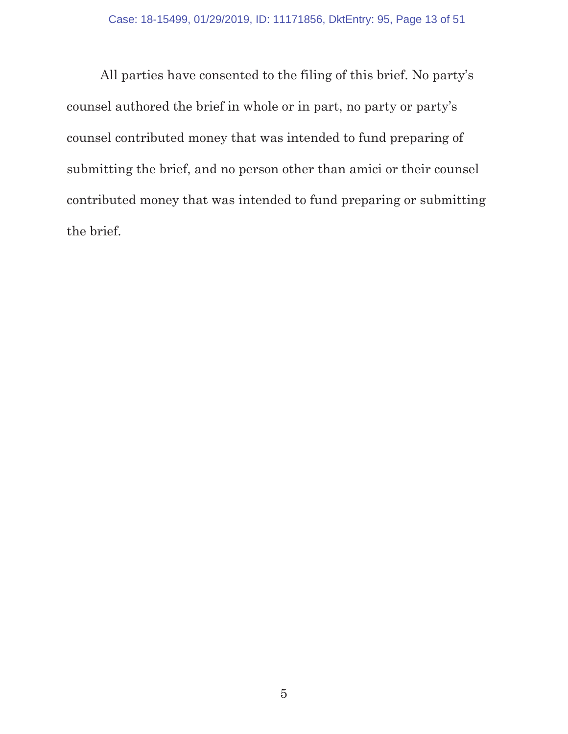All parties have consented to the filing of this brief. No party's counsel authored the brief in whole or in part, no party or party's counsel contributed money that was intended to fund preparing of submitting the brief, and no person other than amici or their counsel contributed money that was intended to fund preparing or submitting the brief.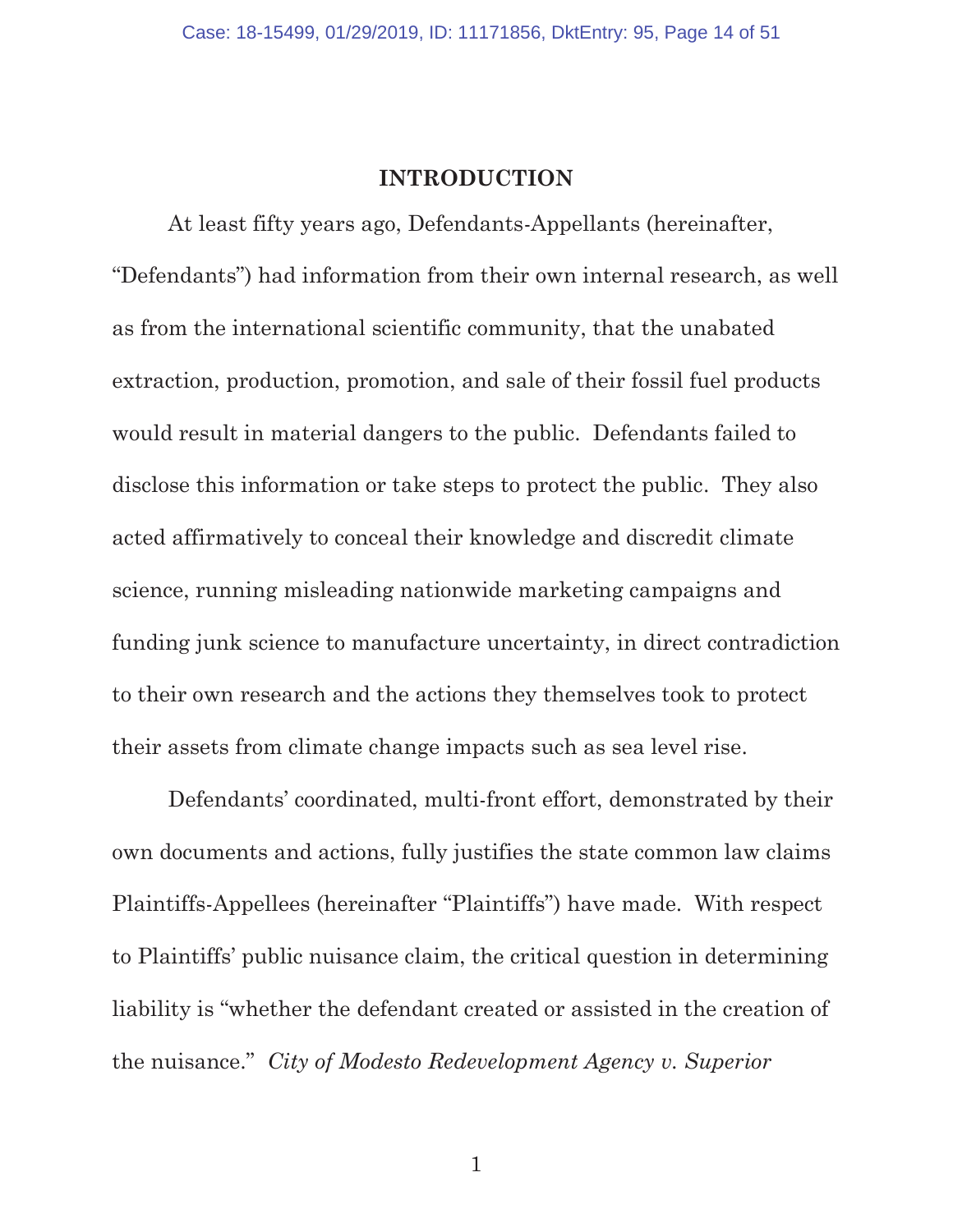## INTRODUCTION

At least fifty years ago, Defendants-Appellants (hereinafter, "Defendants") had information from their own internal research, as well as from the international scientific community, that the unabated extraction, production, promotion, and sale of their fossil fuel products would result in material dangers to the public. Defendants failed to disclose this information or take steps to protect the public. They also acted affirmatively to conceal their knowledge and discredit climate science, running misleading nationwide marketing campaigns and funding junk science to manufacture uncertainty, in direct contradiction to their own research and the actions they themselves took to protect their assets from climate change impacts such as sea level rise.

Defendants' coordinated, multi-front effort, demonstrated by their own documents and actions, fully justifies the state common law claims Plaintiffs-Appellees (hereinafter "Plaintiffs") have made. With respect to Plaintiffs' public nuisance claim, the critical question in determining liability is "whether the defendant created or assisted in the creation of the nuisance." *City of Modesto Redevelopment Agency v. Superior*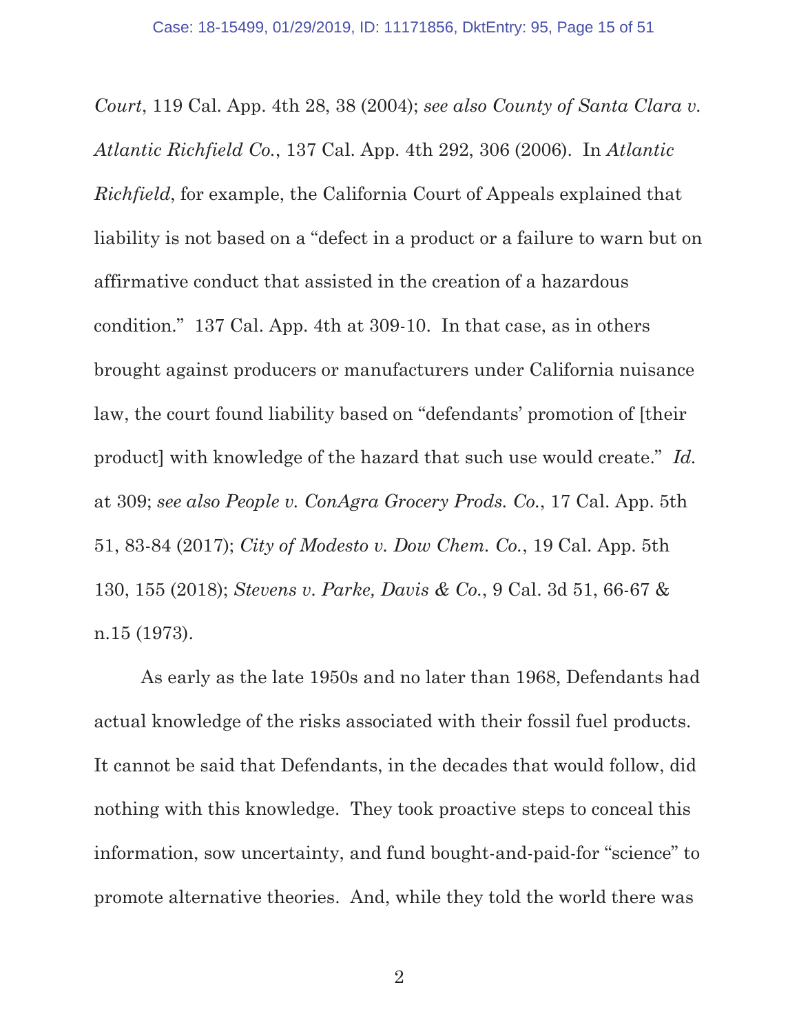*Court*, 119 Cal. App. 4th 28, 38 (2004); *see also County of Santa Clara v. Atlantic Richfield Co.*, 137 Cal. App. 4th 292, 306 (2006). In *Atlantic Richfield*, for example, the California Court of Appeals explained that liability is not based on a "defect in a product or a failure to warn but on affirmative conduct that assisted in the creation of a hazardous condition." 137 Cal. App. 4th at 309-10. In that case, as in others brought against producers or manufacturers under California nuisance law, the court found liability based on "defendants' promotion of [their product] with knowledge of the hazard that such use would create." *Id.* at 309; *see also People v. ConAgra Grocery Prods. Co.*, 17 Cal. App. 5th 51, 83-84 (2017); *City of Modesto v. Dow Chem. Co.*, 19 Cal. App. 5th 130, 155 (2018); *Stevens v. Parke, Davis & Co.*, 9 Cal. 3d 51, 66-67 & n.15 (1973).

As early as the late 1950s and no later than 1968, Defendants had actual knowledge of the risks associated with their fossil fuel products. It cannot be said that Defendants, in the decades that would follow, did nothing with this knowledge. They took proactive steps to conceal this information, sow uncertainty, and fund bought-and-paid-for "science" to promote alternative theories. And, while they told the world there was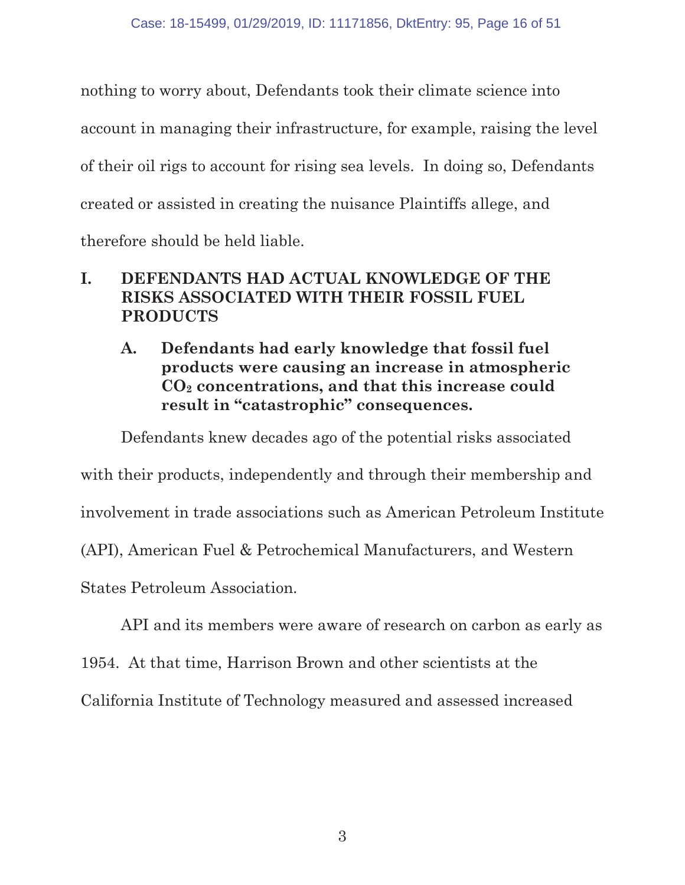nothing to worry about, Defendants took their climate science into account in managing their infrastructure, for example, raising the level of their oil rigs to account for rising sea levels. In doing so, Defendants created or assisted in creating the nuisance Plaintiffs allege, and therefore should be held liable.

## I. DEFENDANTS HAD ACTUAL KNOWLEDGE OF THE RISKS ASSOCIATED WITH THEIR FOSSIL FUEL PRODUCTS

### A. Defendants had early knowledge that fossil fuel products were causing an increase in atmospheric $CO_2$ concentrations, and that this increase could result in "catastrophic" consequences.

Defendants knew decades ago of the potential risks associated with their products, independently and through their membership and involvement in trade associations such as American Petroleum Institute (API), American Fuel & Petrochemical Manufacturers, and Western States Petroleum Association.

API and its members were aware of research on carbon as early as 1954. At that time, Harrison Brown and other scientists at the California Institute of Technology measured and assessed increased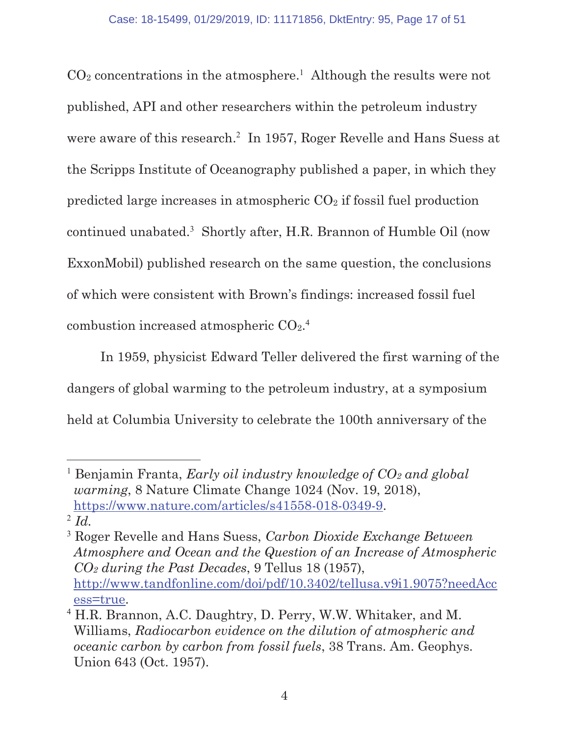$CO_2$ concentrations in the atmosphere.[1] Although the results were not published, API and other researchers within the petroleum industry were aware of this research.[2] In 1957, Roger Revelle and Hans Suess at the Scripps Institute of Oceanography published a paper, in which they predicted large increases in atmospheric $CO_2$ if fossil fuel production continued unabated.[3] Shortly after, H.R. Brannon of Humble Oil (now ExxonMobil) published research on the same question, the conclusions of which were consistent with Brown's findings: increased fossil fuel combustion increased atmospheric $CO_2$.[4]

In 1959, physicist Edward Teller delivered the first warning of the dangers of global warming to the petroleum industry, at a symposium held at Columbia University to celebrate the 100th anniversary of the

---

[1] Benjamin Franta, *Early oil industry knowledge of $CO_2$ and global warming*, 8 Nature Climate Change 1024 (Nov. 19, 2018), https://www.nature.com/articles/s41558-018-0349-9.

[2] *Id.*

[3] Roger Revelle and Hans Suess, *Carbon Dioxide Exchange Between Atmosphere and Ocean and the Question of an Increase of Atmospheric $CO_2$ during the Past Decades*, 9 Tellus 18 (1957), http://www.tandfonline.com/doi/pdf/10.3402/tellusa.v9i1.9075?needAccess=true.

[4] H.R. Brannon, A.C. Daughtry, D. Perry, W.W. Whitaker, and M. Williams, *Radiocarbon evidence on the dilution of atmospheric and oceanic carbon by carbon from fossil fuels*, 38 Trans. Am. Geophys. Union 643 (Oct. 1957).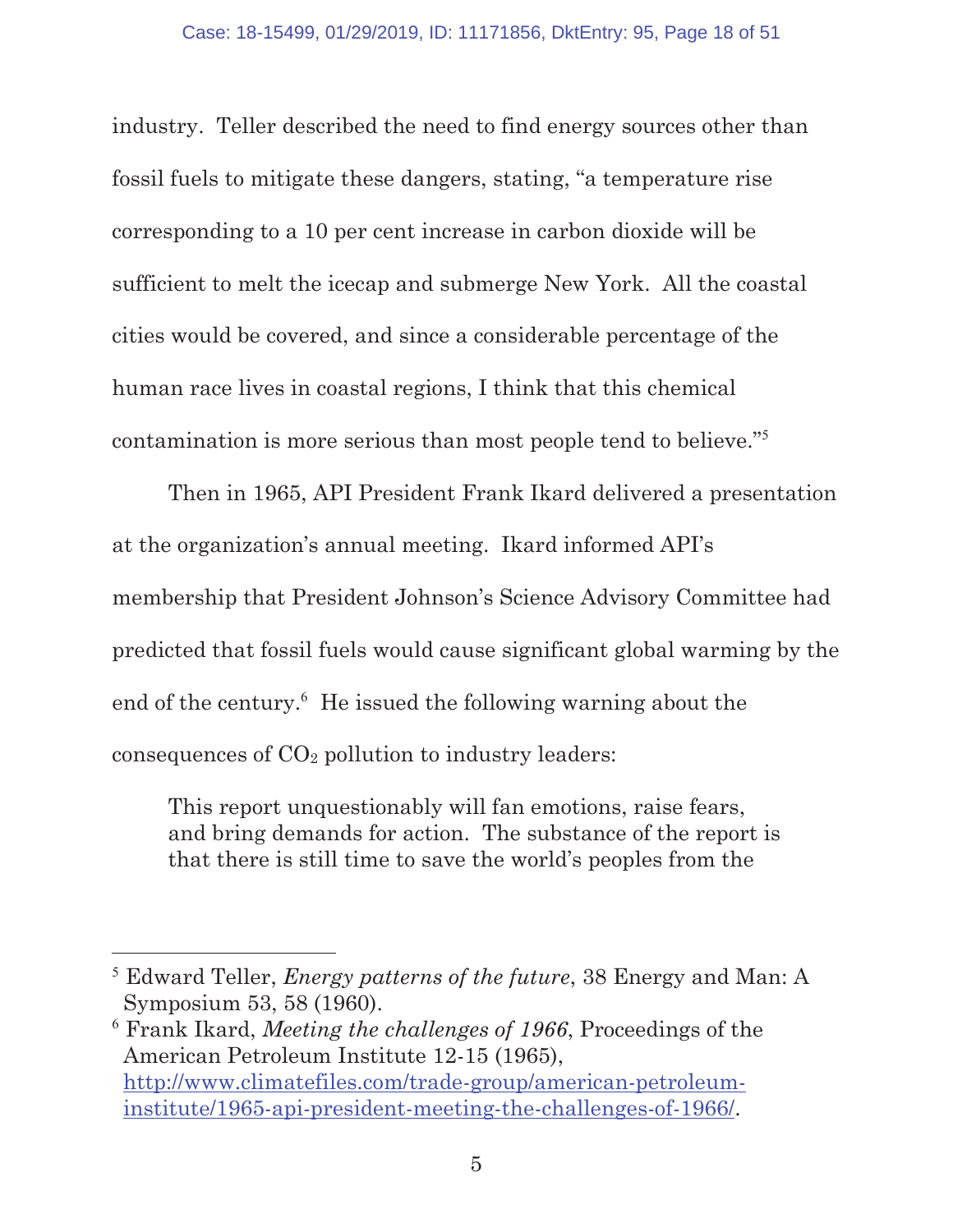industry. Teller described the need to find energy sources other than fossil fuels to mitigate these dangers, stating, "a temperature rise corresponding to a 10 per cent increase in carbon dioxide will be sufficient to melt the icecap and submerge New York. All the coastal cities would be covered, and since a considerable percentage of the human race lives in coastal regions, I think that this chemical contamination is more serious than most people tend to believe."[5]

Then in 1965, API President Frank Ikard delivered a presentation at the organization's annual meeting. Ikard informed API's membership that President Johnson's Science Advisory Committee had predicted that fossil fuels would cause significant global warming by the end of the century.[6] He issued the following warning about the consequences of $CO_2$ pollution to industry leaders:

> This report unquestionably will fan emotions, raise fears, and bring demands for action. The substance of the report is that there is still time to save the world's peoples from the

---

[5] Edward Teller, *Energy patterns of the future*, 38 Energy and Man: A Symposium 53, 58 (1960).

[6] Frank Ikard, *Meeting the challenges of 1966*, Proceedings of the American Petroleum Institute 12-15 (1965), http://www.climatefiles.com/trade-group/american-petroleum-institute/1965-api-president-meeting-the-challenges-of-1966/.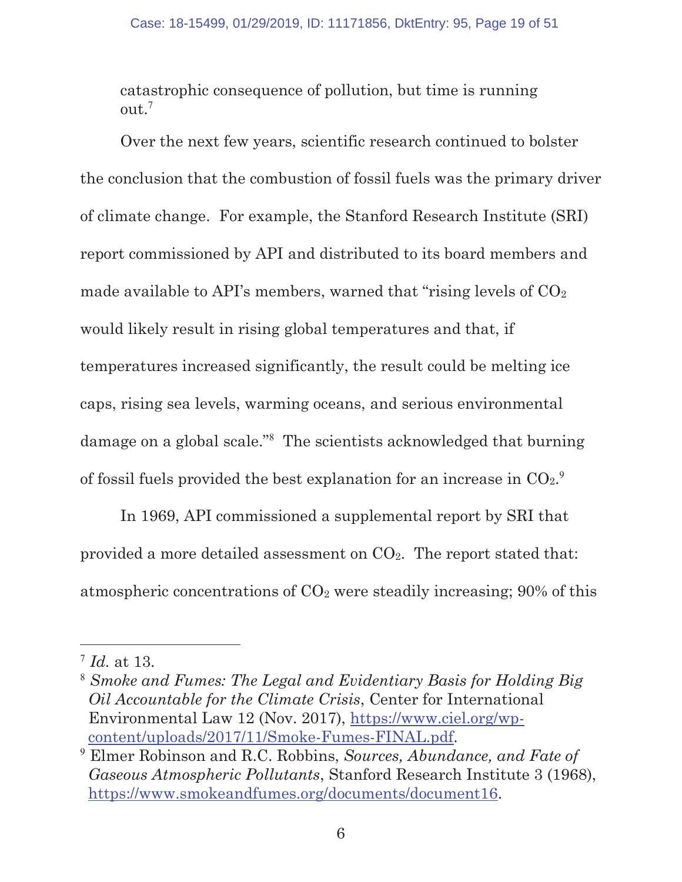catastrophic consequence of pollution, but time is running out.[7]

Over the next few years, scientific research continued to bolster the conclusion that the combustion of fossil fuels was the primary driver of climate change. For example, the Stanford Research Institute (SRI) report commissioned by API and distributed to its board members and made available to API's members, warned that "rising levels of $CO_2$ would likely result in rising global temperatures and that, if temperatures increased significantly, the result could be melting ice caps, rising sea levels, warming oceans, and serious environmental damage on a global scale."[8] The scientists acknowledged that burning of fossil fuels provided the best explanation for an increase in $CO_2$.[9]

In 1969, API commissioned a supplemental report by SRI that provided a more detailed assessment on $CO_2$. The report stated that: atmospheric concentrations of $CO_2$ were steadily increasing; 90% of this

---

[7] *Id.* at 13.

[8] *Smoke and Fumes: The Legal and Evidentiary Basis for Holding Big Oil Accountable for the Climate Crisis*, Center for International Environmental Law 12 (Nov. 2017), https://www.ciel.org/wp-content/uploads/2017/11/Smoke-Fumes-FINAL.pdf.

[9] Elmer Robinson and R.C. Robbins, *Sources, Abundance, and Fate of Gaseous Atmospheric Pollutants*, Stanford Research Institute 3 (1968), https://www.smokeandfumes.org/documents/document16.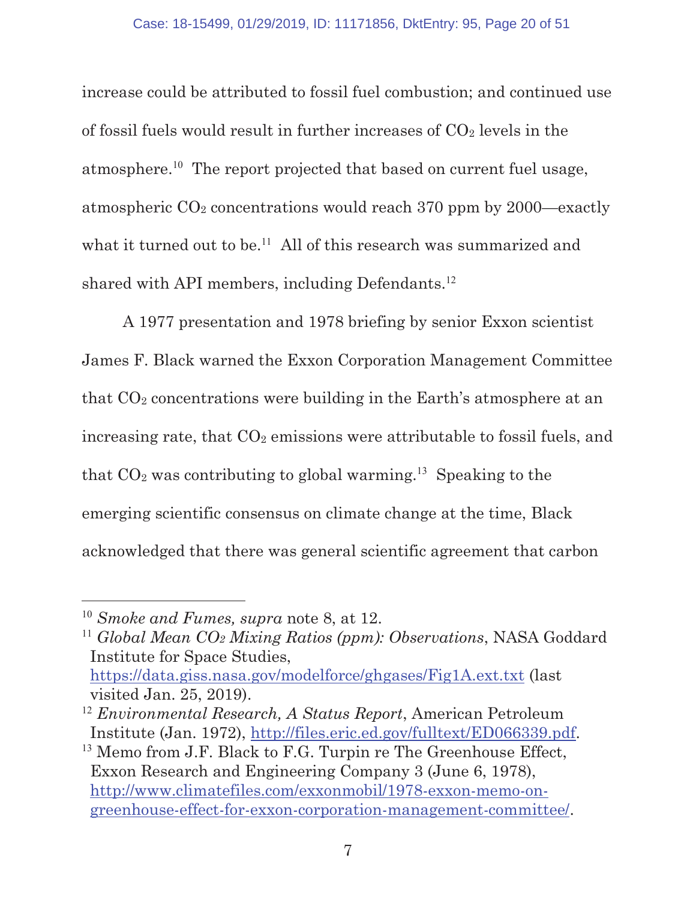increase could be attributed to fossil fuel combustion; and continued use of fossil fuels would result in further increases of $CO_2$ levels in the atmosphere.[10] The report projected that based on current fuel usage, atmospheric $CO_2$ concentrations would reach 370 ppm by 2000—exactly what it turned out to be.[11] All of this research was summarized and shared with API members, including Defendants.[12]

A 1977 presentation and 1978 briefing by senior Exxon scientist James F. Black warned the Exxon Corporation Management Committee that $CO_2$ concentrations were building in the Earth's atmosphere at an increasing rate, that $CO_2$ emissions were attributable to fossil fuels, and that $CO_2$ was contributing to global warming.[13] Speaking to the emerging scientific consensus on climate change at the time, Black acknowledged that there was general scientific agreement that carbon

---

[10] *Smoke and Fumes, supra* note 8, at 12.

[11] *Global Mean $CO_2$ Mixing Ratios (ppm): Observations*, NASA Goddard Institute for Space Studies, https://data.giss.nasa.gov/modelforce/ghgases/Fig1A.ext.txt (last visited Jan. 25, 2019).

[12] *Environmental Research, A Status Report*, American Petroleum Institute (Jan. 1972), http://files.eric.ed.gov/fulltext/ED066339.pdf.

[13] Memo from J.F. Black to F.G. Turpin re The Greenhouse Effect, Exxon Research and Engineering Company 3 (June 6, 1978), http://www.climatefiles.com/exxonmobil/1978-exxon-memo-on-greenhouse-effect-for-exxon-corporation-management-committee/.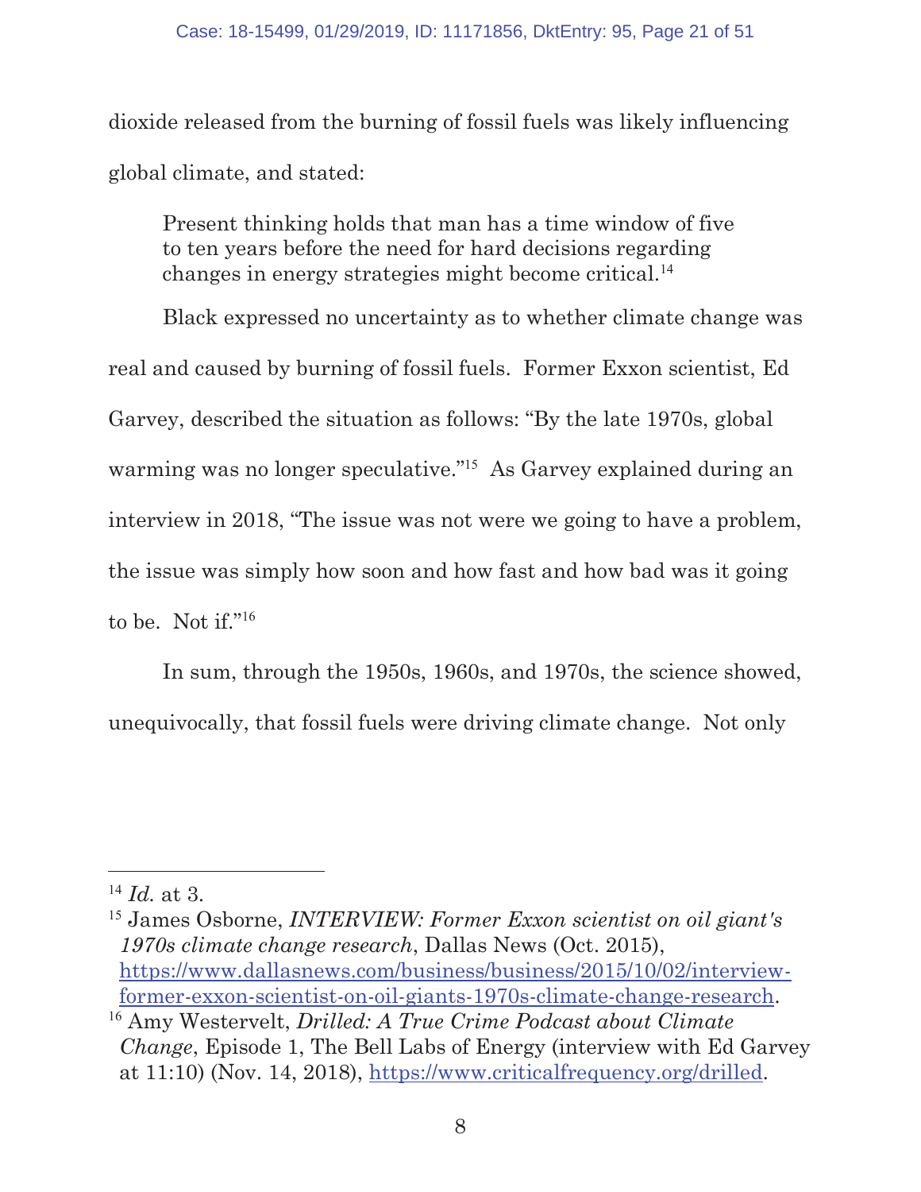dioxide released from the burning of fossil fuels was likely influencing global climate, and stated:

> Present thinking holds that man has a time window of five to ten years before the need for hard decisions regarding changes in energy strategies might become critical.[14]

Black expressed no uncertainty as to whether climate change was real and caused by burning of fossil fuels. Former Exxon scientist, Ed Garvey, described the situation as follows: "By the late 1970s, global warming was no longer speculative."[15] As Garvey explained during an interview in 2018, "The issue was not were we going to have a problem, the issue was simply how soon and how fast and how bad was it going to be. Not if."[16]

In sum, through the 1950s, 1960s, and 1970s, the science showed, unequivocally, that fossil fuels were driving climate change. Not only

---

[14] *Id.* at 3.

[15] James Osborne, *INTERVIEW: Former Exxon scientist on oil giant's 1970s climate change research*, Dallas News (Oct. 2015), https://www.dallasnews.com/business/business/2015/10/02/interview-former-exxon-scientist-on-oil-giants-1970s-climate-change-research.

[16] Amy Westervelt, *Drilled: A True Crime Podcast about Climate Change*, Episode 1, The Bell Labs of Energy (interview with Ed Garvey at 11:10) (Nov. 14, 2018), https://www.criticalfrequency.org/drilled.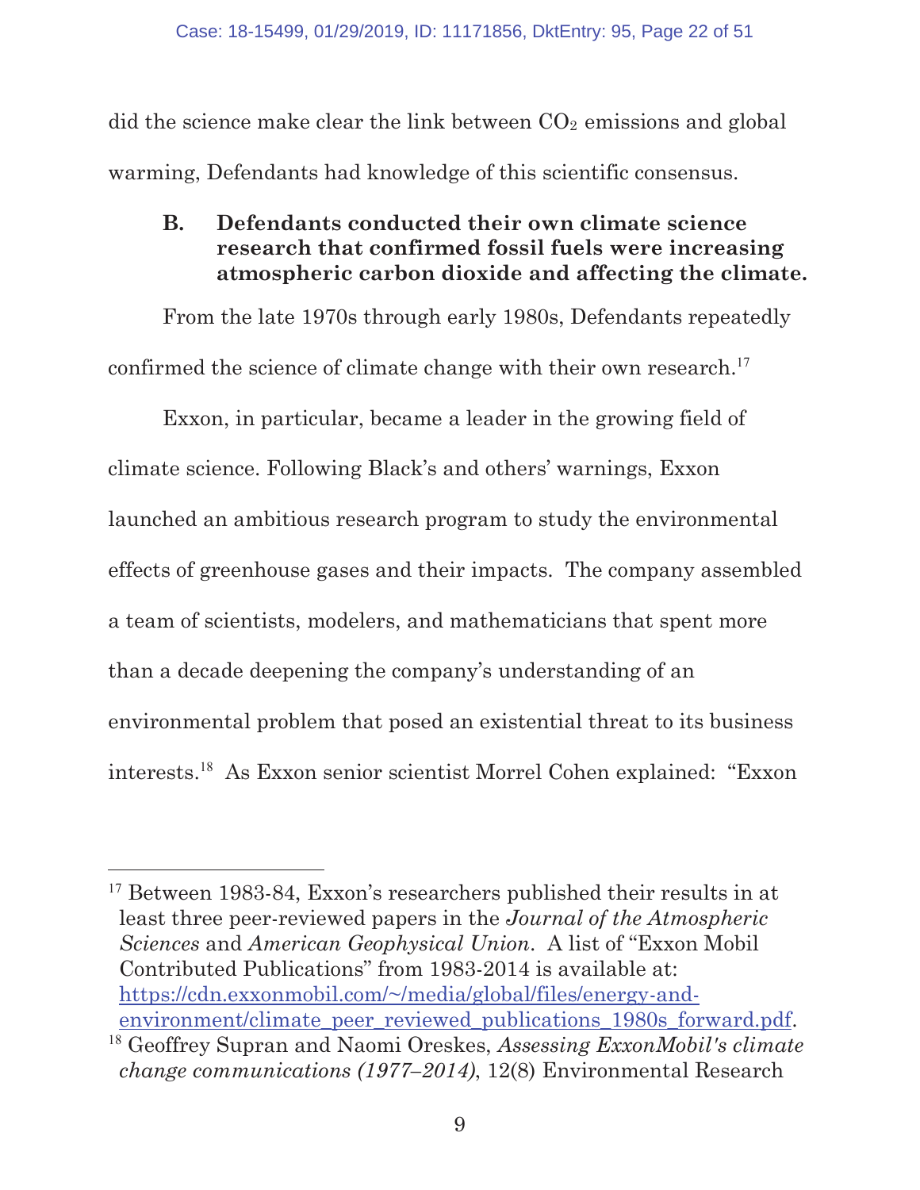did the science make clear the link between $CO_2$ emissions and global warming, Defendants had knowledge of this scientific consensus.

### B. Defendants conducted their own climate science research that confirmed fossil fuels were increasing atmospheric carbon dioxide and affecting the climate.

From the late 1970s through early 1980s, Defendants repeatedly confirmed the science of climate change with their own research.[17]

Exxon, in particular, became a leader in the growing field of climate science. Following Black's and others' warnings, Exxon launched an ambitious research program to study the environmental effects of greenhouse gases and their impacts. The company assembled a team of scientists, modelers, and mathematicians that spent more than a decade deepening the company's understanding of an environmental problem that posed an existential threat to its business interests.[18] As Exxon senior scientist Morrel Cohen explained: "Exxon

---

[17] Between 1983-84, Exxon's researchers published their results in at least three peer-reviewed papers in the *Journal of the Atmospheric Sciences* and *American Geophysical Union*. A list of "Exxon Mobil Contributed Publications" from 1983-2014 is available at: https://cdn.exxonmobil.com/~/media/global/files/energy-and-environment/climate_peer_reviewed_publications_1980s_forward.pdf.

[18] Geoffrey Supran and Naomi Oreskes, *Assessing ExxonMobil's climate change communications (1977–2014)*, 12(8) Environmental Research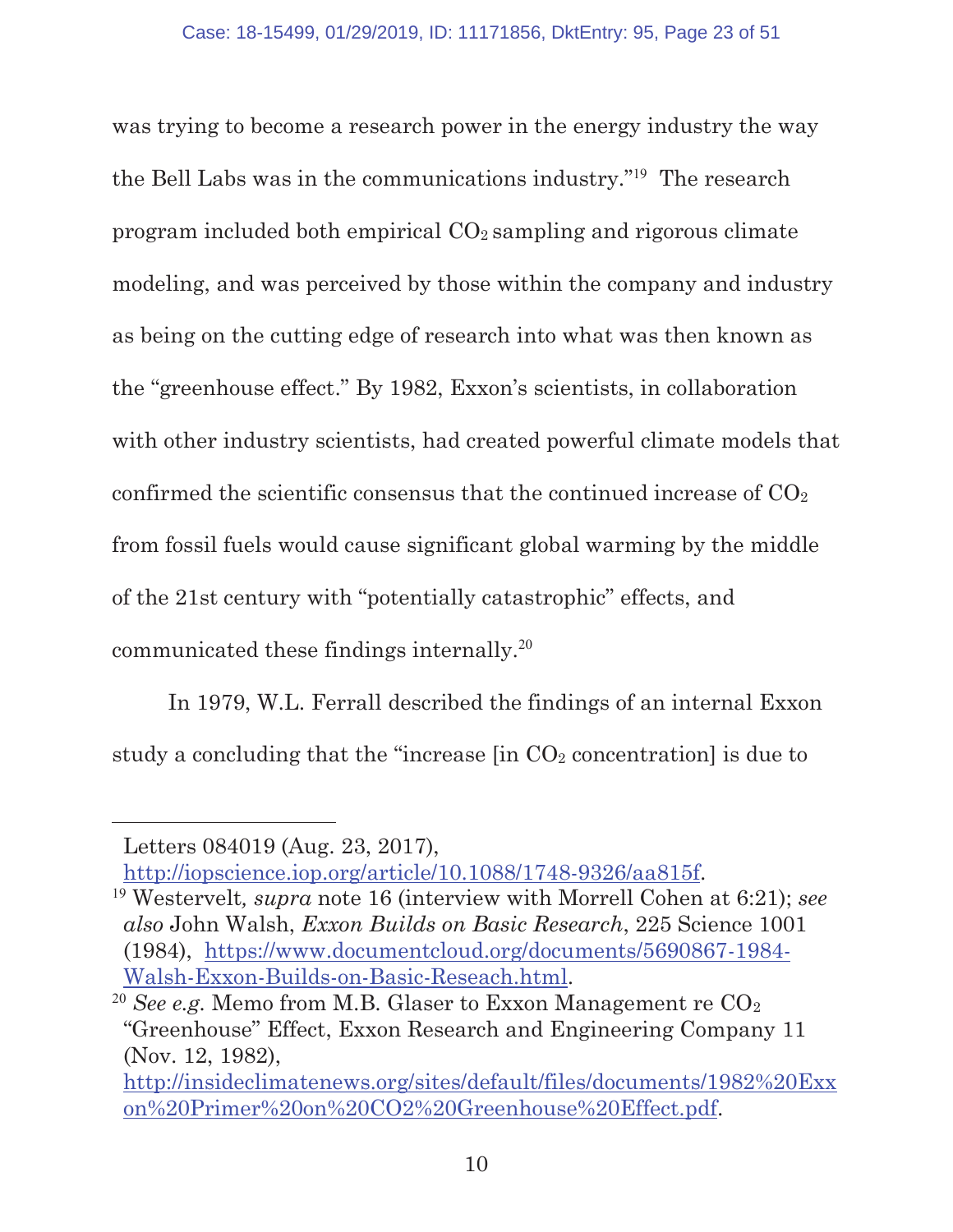was trying to become a research power in the energy industry the way the Bell Labs was in the communications industry."[19] The research program included both empirical $CO_2$ sampling and rigorous climate modeling, and was perceived by those within the company and industry as being on the cutting edge of research into what was then known as the "greenhouse effect." By 1982, Exxon's scientists, in collaboration with other industry scientists, had created powerful climate models that confirmed the scientific consensus that the continued increase of $CO_2$ from fossil fuels would cause significant global warming by the middle of the 21st century with "potentially catastrophic" effects, and communicated these findings internally.[20]

In 1979, W.L. Ferrall described the findings of an internal Exxon study a concluding that the "increase [in $CO_2$ concentration] is due to

---

Letters 084019 (Aug. 23, 2017), http://iopscience.iop.org/article/10.1088/1748-9326/aa815f.

[19] Westervelt*, supra* note 16 (interview with Morrell Cohen at 6:21); *see also* John Walsh, *Exxon Builds on Basic Research*, 225 Science 1001 (1984), https://www.documentcloud.org/documents/5690867-1984-Walsh-Exxon-Builds-on-Basic-Reseach.html.

[20] *See e.g.* Memo from M.B. Glaser to Exxon Management re $CO_2$ "Greenhouse" Effect, Exxon Research and Engineering Company 11 (Nov. 12, 1982), http://insideclimatenews.org/sites/default/files/documents/1982%20Exxon%20Primer%20on%20CO2%20Greenhouse%20Effect.pdf.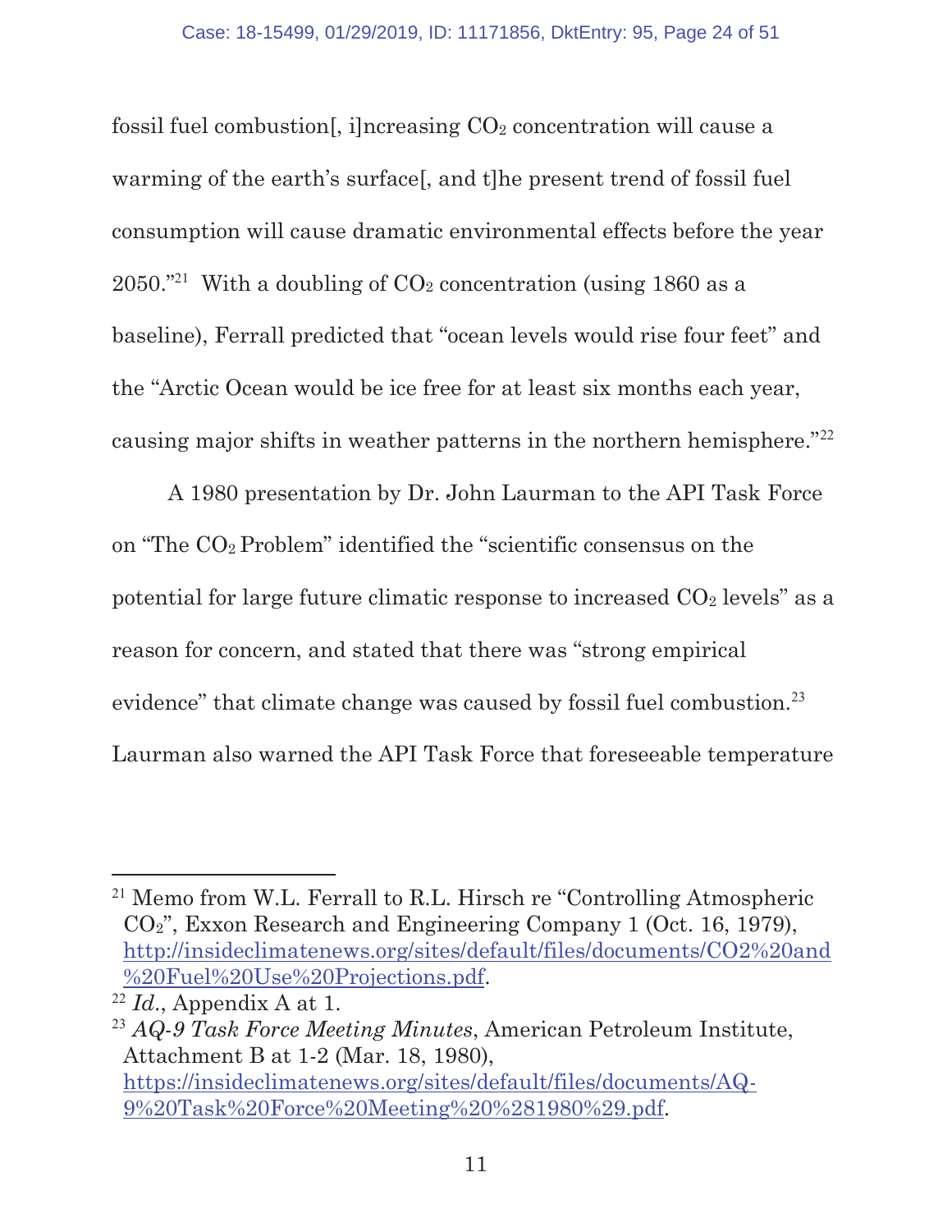fossil fuel combustion[, i]ncreasing $CO_2$ concentration will cause a warming of the earth's surface[, and t]he present trend of fossil fuel consumption will cause dramatic environmental effects before the year 2050."[21] With a doubling of $CO_2$ concentration (using 1860 as a baseline), Ferrall predicted that "ocean levels would rise four feet" and the "Arctic Ocean would be ice free for at least six months each year, causing major shifts in weather patterns in the northern hemisphere."[22]

A 1980 presentation by Dr. John Laurman to the API Task Force on "The $CO_2$ Problem" identified the "scientific consensus on the potential for large future climatic response to increased $CO_2$ levels" as a reason for concern, and stated that there was "strong empirical evidence" that climate change was caused by fossil fuel combustion.[23] Laurman also warned the API Task Force that foreseeable temperature

---

[21] Memo from W.L. Ferrall to R.L. Hirsch re "Controlling Atmospheric $CO_2$", Exxon Research and Engineering Company 1 (Oct. 16, 1979), http://insideclimatenews.org/sites/default/files/documents/CO2%20and%20Fuel%20Use%20Projections.pdf.

[22] *Id.*, Appendix A at 1.

[23] *AQ-9 Task Force Meeting Minutes*, American Petroleum Institute, Attachment B at 1-2 (Mar. 18, 1980), https://insideclimatenews.org/sites/default/files/documents/AQ-9%20Task%20Force%20Meeting%20%281980%29.pdf.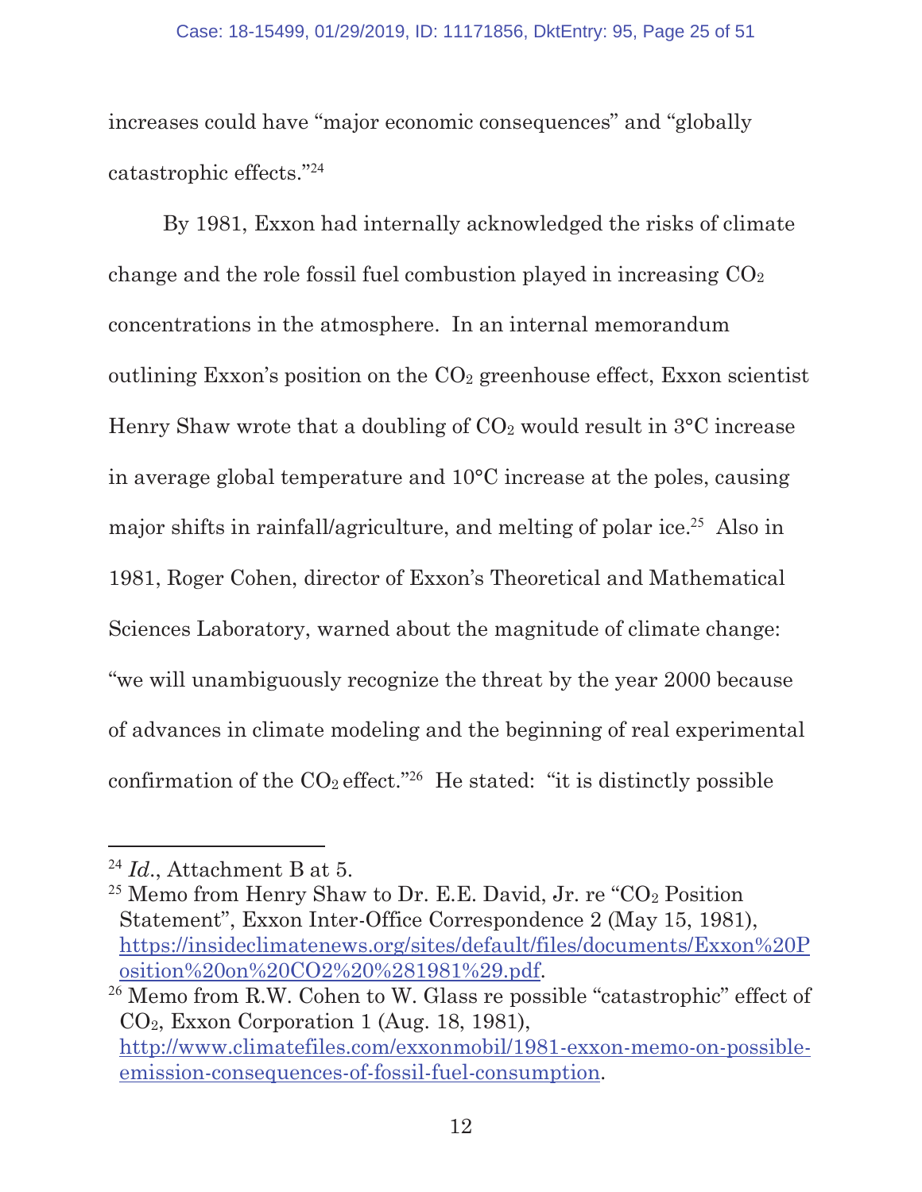increases could have "major economic consequences" and "globally catastrophic effects."[24]

By 1981, Exxon had internally acknowledged the risks of climate change and the role fossil fuel combustion played in increasing $CO_2$ concentrations in the atmosphere. In an internal memorandum outlining Exxon's position on the $CO_2$ greenhouse effect, Exxon scientist Henry Shaw wrote that a doubling of $CO_2$ would result in 3°C increase in average global temperature and 10°C increase at the poles, causing major shifts in rainfall/agriculture, and melting of polar ice.[25] Also in 1981, Roger Cohen, director of Exxon's Theoretical and Mathematical Sciences Laboratory, warned about the magnitude of climate change: "we will unambiguously recognize the threat by the year 2000 because of advances in climate modeling and the beginning of real experimental confirmation of the $CO_2$ effect."[26] He stated: "it is distinctly possible

---

[24] *Id.*, Attachment B at 5.

[25] Memo from Henry Shaw to Dr. E.E. David, Jr. re "$CO_2$ Position Statement", Exxon Inter-Office Correspondence 2 (May 15, 1981), https://insideclimatenews.org/sites/default/files/documents/Exxon%20Position%20on%20CO2%20%281981%29.pdf.

[26] Memo from R.W. Cohen to W. Glass re possible "catastrophic" effect of $CO_2$, Exxon Corporation 1 (Aug. 18, 1981), http://www.climatefiles.com/exxonmobil/1981-exxon-memo-on-possible-emission-consequences-of-fossil-fuel-consumption.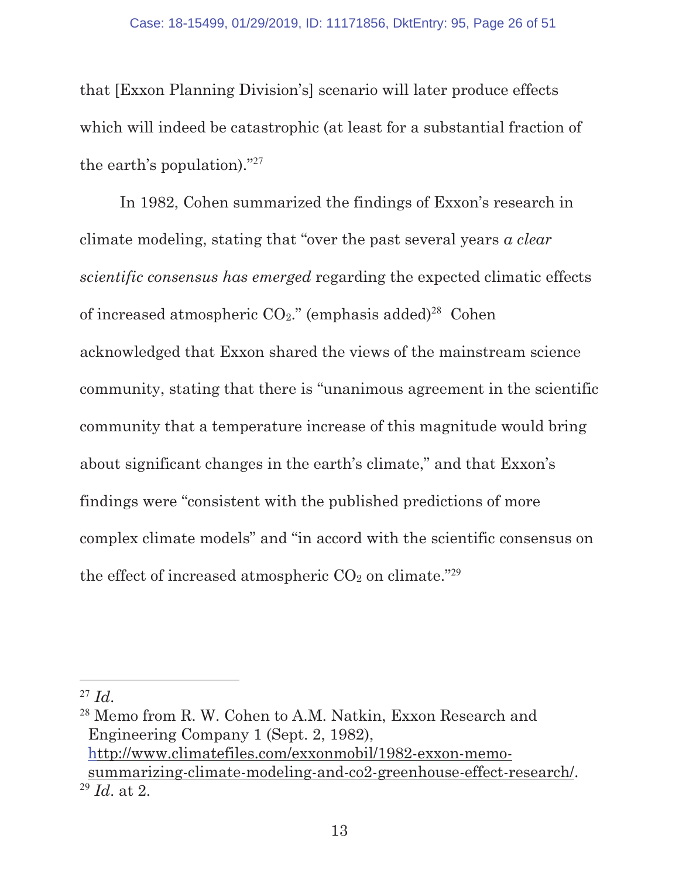that [Exxon Planning Division's] scenario will later produce effects which will indeed be catastrophic (at least for a substantial fraction of the earth's population)."[27]

In 1982, Cohen summarized the findings of Exxon's research in climate modeling, stating that "over the past several years *a clear scientific consensus has emerged* regarding the expected climatic effects of increased atmospheric $CO_2$." (emphasis added)[28] Cohen acknowledged that Exxon shared the views of the mainstream science community, stating that there is "unanimous agreement in the scientific community that a temperature increase of this magnitude would bring about significant changes in the earth's climate," and that Exxon's findings were "consistent with the published predictions of more complex climate models" and "in accord with the scientific consensus on the effect of increased atmospheric $CO_2$ on climate."[29]

---

[27] *Id.*

[28] Memo from R. W. Cohen to A.M. Natkin, Exxon Research and Engineering Company 1 (Sept. 2, 1982), http://www.climatefiles.com/exxonmobil/1982-exxon-memo-summarizing-climate-modeling-and-co2-greenhouse-effect-research/.

[29] *Id.* at 2.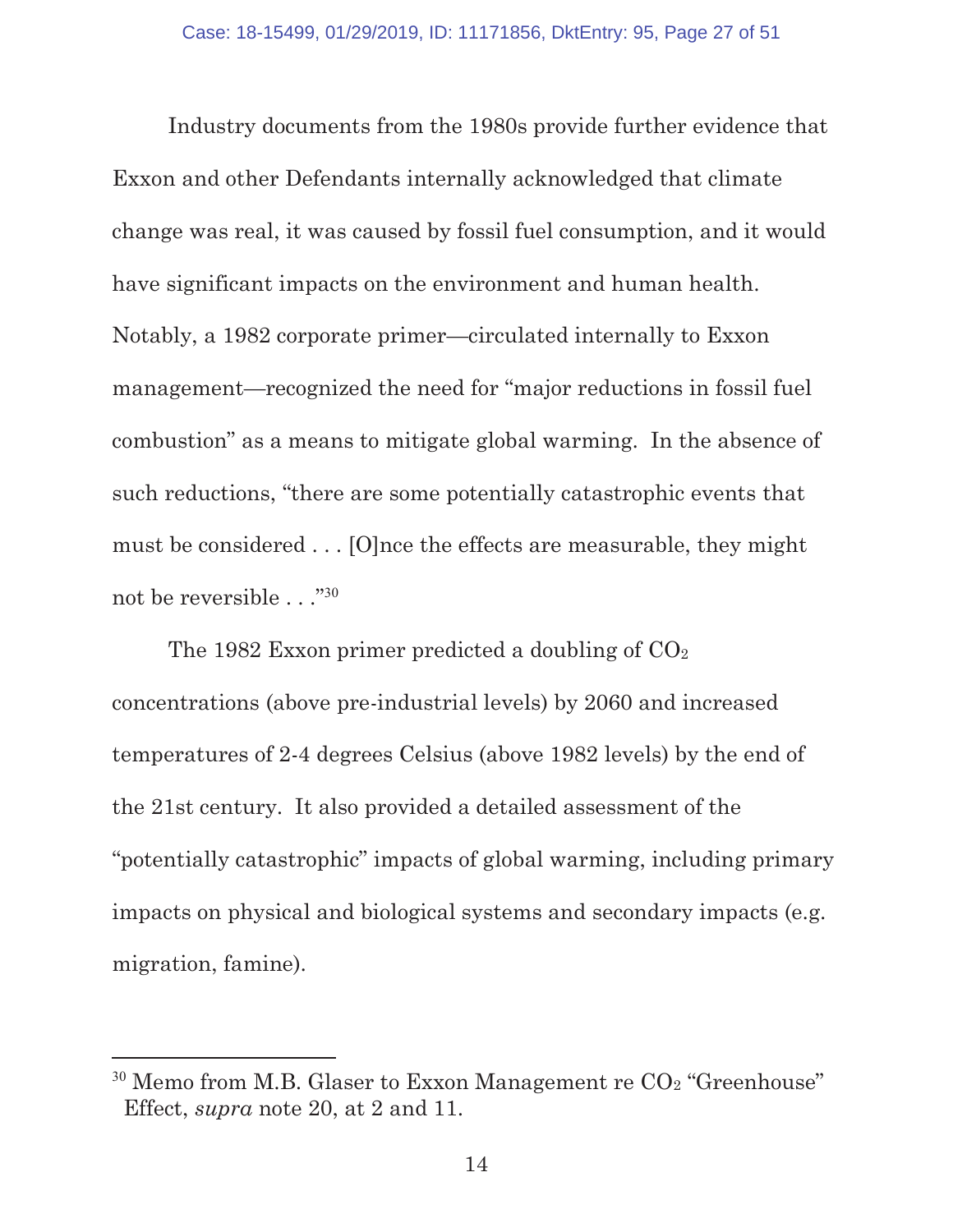Industry documents from the 1980s provide further evidence that Exxon and other Defendants internally acknowledged that climate change was real, it was caused by fossil fuel consumption, and it would have significant impacts on the environment and human health. Notably, a 1982 corporate primer—circulated internally to Exxon management—recognized the need for "major reductions in fossil fuel combustion" as a means to mitigate global warming. In the absence of such reductions, "there are some potentially catastrophic events that must be considered . . . [O]nce the effects are measurable, they might not be reversible . . ."[30]

The 1982 Exxon primer predicted a doubling of $CO_2$ concentrations (above pre-industrial levels) by 2060 and increased temperatures of 2-4 degrees Celsius (above 1982 levels) by the end of the 21st century. It also provided a detailed assessment of the "potentially catastrophic" impacts of global warming, including primary impacts on physical and biological systems and secondary impacts (e.g. migration, famine).

---

[30] Memo from M.B. Glaser to Exxon Management re $CO_2$ "Greenhouse" Effect, *supra* note 20, at 2 and 11.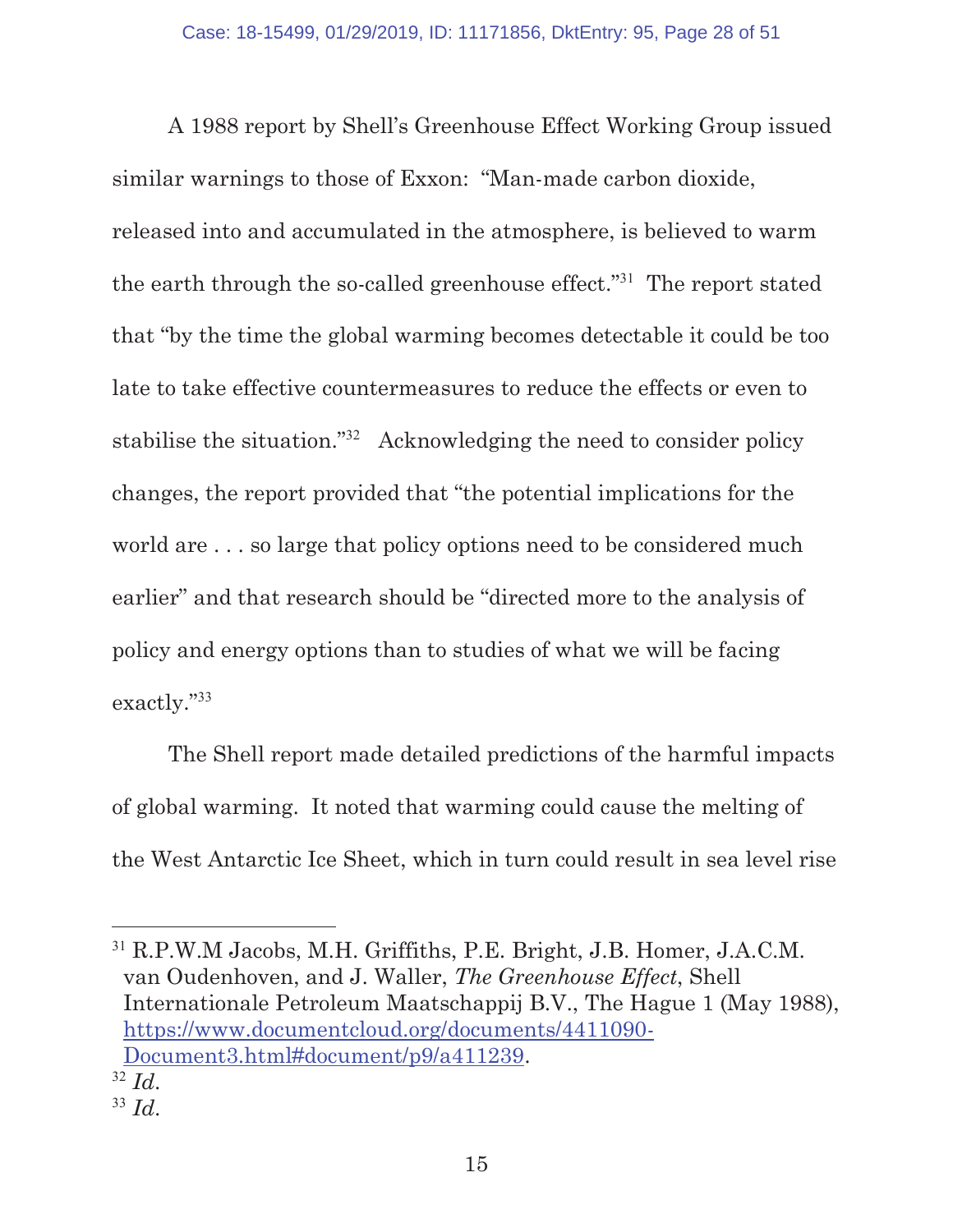A 1988 report by Shell's Greenhouse Effect Working Group issued similar warnings to those of Exxon: "Man-made carbon dioxide, released into and accumulated in the atmosphere, is believed to warm the earth through the so-called greenhouse effect."[31] The report stated that "by the time the global warming becomes detectable it could be too late to take effective countermeasures to reduce the effects or even to stabilise the situation."[32] Acknowledging the need to consider policy changes, the report provided that "the potential implications for the world are . . . so large that policy options need to be considered much earlier" and that research should be "directed more to the analysis of policy and energy options than to studies of what we will be facing exactly."[33]

The Shell report made detailed predictions of the harmful impacts of global warming. It noted that warming could cause the melting of the West Antarctic Ice Sheet, which in turn could result in sea level rise

---

[31] R.P.W.M Jacobs, M.H. Griffiths, P.E. Bright, J.B. Homer, J.A.C.M. van Oudenhoven, and J. Waller, *The Greenhouse Effect*, Shell Internationale Petroleum Maatschappij B.V., The Hague 1 (May 1988), https://www.documentcloud.org/documents/4411090-Document3.html#document/p9/a411239.

[32] *Id.*

[33] *Id.*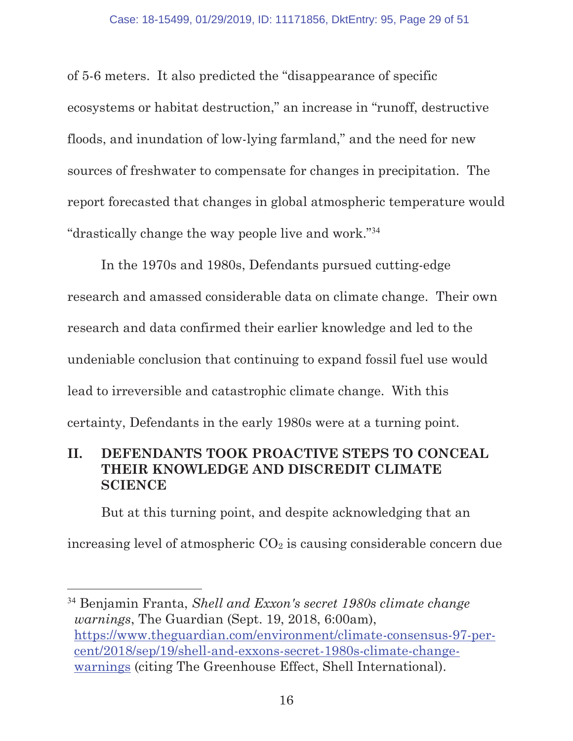of 5-6 meters. It also predicted the "disappearance of specific ecosystems or habitat destruction," an increase in "runoff, destructive floods, and inundation of low-lying farmland," and the need for new sources of freshwater to compensate for changes in precipitation. The report forecasted that changes in global atmospheric temperature would "drastically change the way people live and work."[34]

In the 1970s and 1980s, Defendants pursued cutting-edge research and amassed considerable data on climate change. Their own research and data confirmed their earlier knowledge and led to the undeniable conclusion that continuing to expand fossil fuel use would lead to irreversible and catastrophic climate change. With this certainty, Defendants in the early 1980s were at a turning point.

## II. DEFENDANTS TOOK PROACTIVE STEPS TO CONCEAL THEIR KNOWLEDGE AND DISCREDIT CLIMATE SCIENCE

But at this turning point, and despite acknowledging that an increasing level of atmospheric $CO_2$ is causing considerable concern due

---

[34] Benjamin Franta, *Shell and Exxon's secret 1980s climate change warnings*, The Guardian (Sept. 19, 2018, 6:00am), https://www.theguardian.com/environment/climate-consensus-97-per-cent/2018/sep/19/shell-and-exxons-secret-1980s-climate-change-warnings (citing The Greenhouse Effect, Shell International).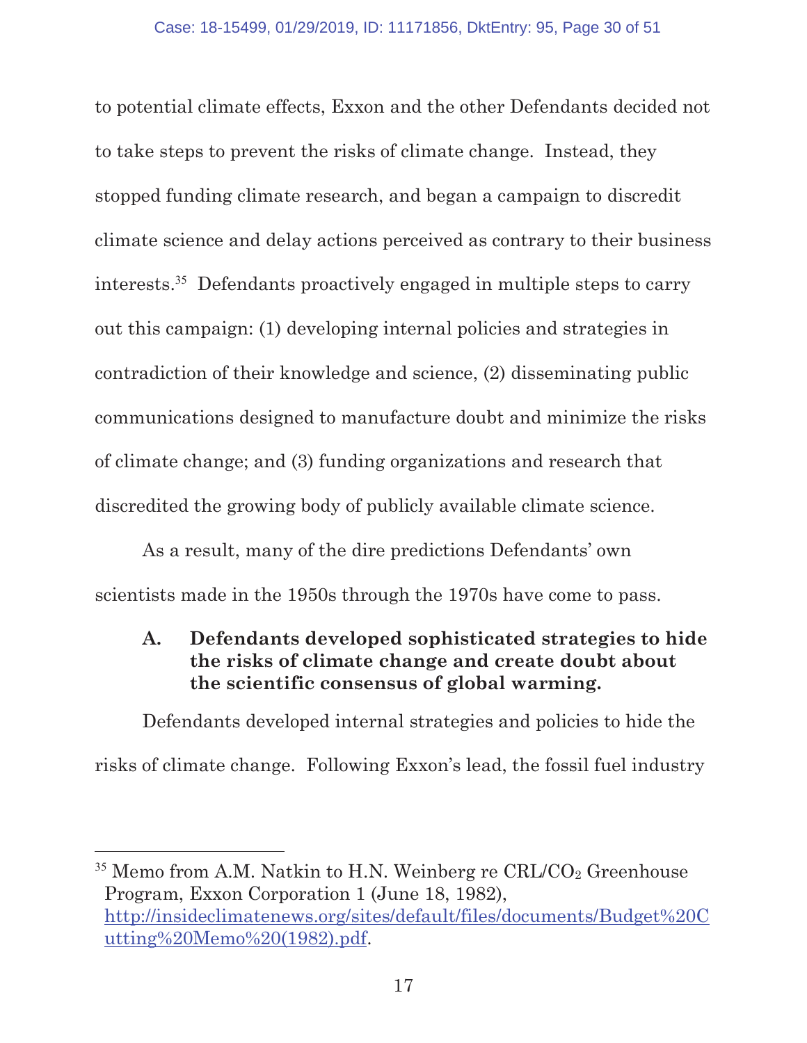to potential climate effects, Exxon and the other Defendants decided not to take steps to prevent the risks of climate change. Instead, they stopped funding climate research, and began a campaign to discredit climate science and delay actions perceived as contrary to their business interests.[35] Defendants proactively engaged in multiple steps to carry out this campaign: (1) developing internal policies and strategies in contradiction of their knowledge and science, (2) disseminating public communications designed to manufacture doubt and minimize the risks of climate change; and (3) funding organizations and research that discredited the growing body of publicly available climate science.

As a result, many of the dire predictions Defendants' own scientists made in the 1950s through the 1970s have come to pass.

### A. Defendants developed sophisticated strategies to hide the risks of climate change and create doubt about the scientific consensus of global warming.

Defendants developed internal strategies and policies to hide the risks of climate change. Following Exxon's lead, the fossil fuel industry

---

[35] Memo from A.M. Natkin to H.N. Weinberg re CRL/$CO_2$ Greenhouse Program, Exxon Corporation 1 (June 18, 1982), http://insideclimatenews.org/sites/default/files/documents/Budget%20Cutting%20Memo%20(1982).pdf.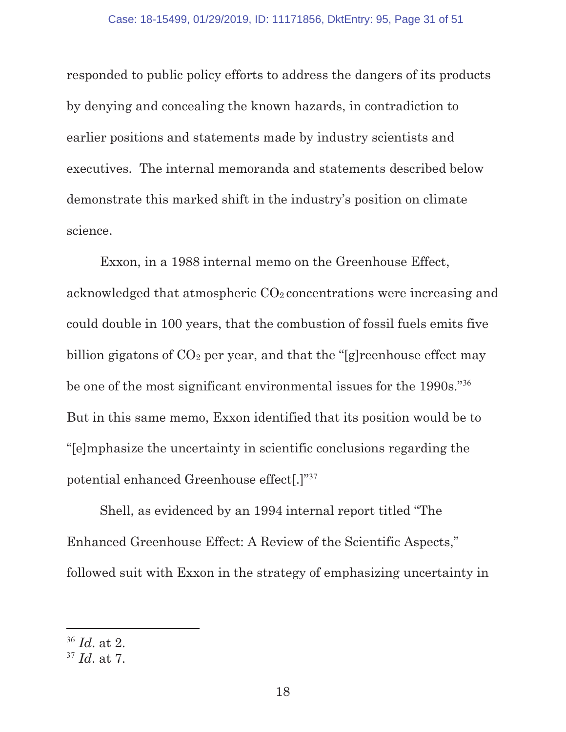responded to public policy efforts to address the dangers of its products by denying and concealing the known hazards, in contradiction to earlier positions and statements made by industry scientists and executives. The internal memoranda and statements described below demonstrate this marked shift in the industry's position on climate science.

Exxon, in a 1988 internal memo on the Greenhouse Effect, acknowledged that atmospheric $CO_2$ concentrations were increasing and could double in 100 years, that the combustion of fossil fuels emits five billion gigatons of $CO_2$ per year, and that the "[g]reenhouse effect may be one of the most significant environmental issues for the 1990s."[36] But in this same memo, Exxon identified that its position would be to "[e]mphasize the uncertainty in scientific conclusions regarding the potential enhanced Greenhouse effect[.]"[37]

Shell, as evidenced by an 1994 internal report titled "The Enhanced Greenhouse Effect: A Review of the Scientific Aspects," followed suit with Exxon in the strategy of emphasizing uncertainty in

---

[36] *Id*. at 2.
[37] *Id*. at 7.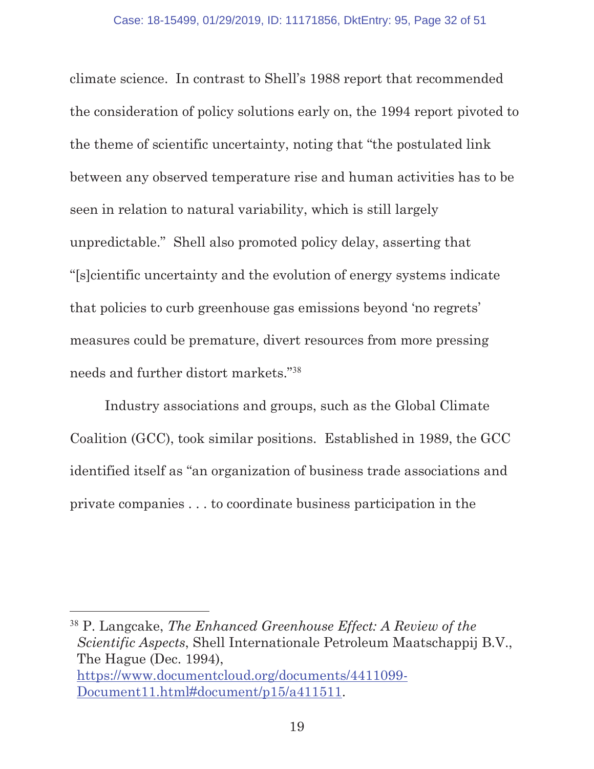climate science. In contrast to Shell's 1988 report that recommended the consideration of policy solutions early on, the 1994 report pivoted to the theme of scientific uncertainty, noting that "the postulated link between any observed temperature rise and human activities has to be seen in relation to natural variability, which is still largely unpredictable." Shell also promoted policy delay, asserting that "[s]cientific uncertainty and the evolution of energy systems indicate that policies to curb greenhouse gas emissions beyond 'no regrets' measures could be premature, divert resources from more pressing needs and further distort markets."[38]

Industry associations and groups, such as the Global Climate Coalition (GCC), took similar positions. Established in 1989, the GCC identified itself as "an organization of business trade associations and private companies . . . to coordinate business participation in the

---

[38] P. Langcake, *The Enhanced Greenhouse Effect: A Review of the Scientific Aspects*, Shell Internationale Petroleum Maatschappij B.V., The Hague (Dec. 1994), https://www.documentcloud.org/documents/4411099-Document11.html#document/p15/a411511.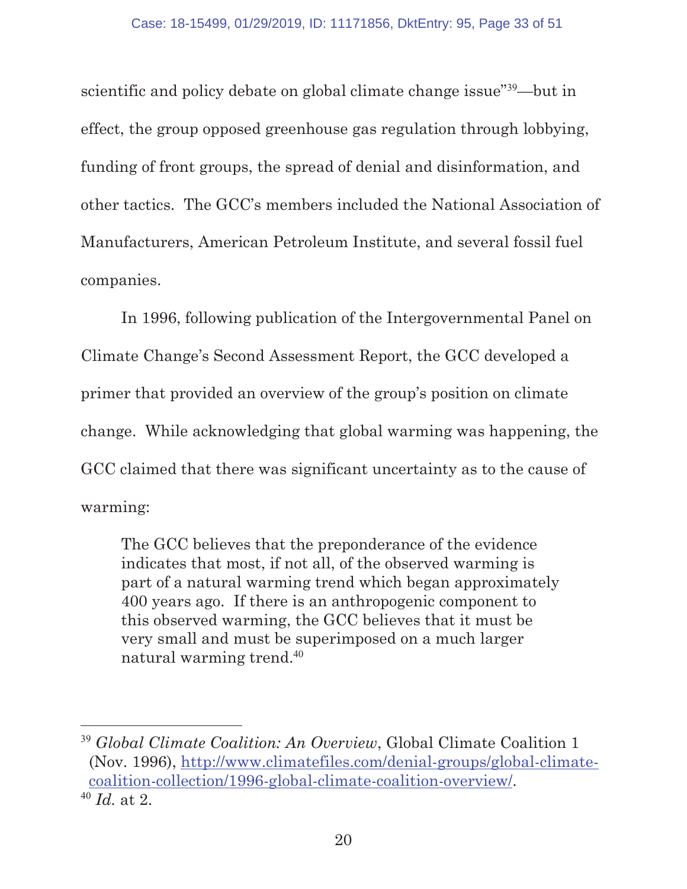scientific and policy debate on global climate change issue"[39]—but in effect, the group opposed greenhouse gas regulation through lobbying, funding of front groups, the spread of denial and disinformation, and other tactics. The GCC's members included the National Association of Manufacturers, American Petroleum Institute, and several fossil fuel companies.

In 1996, following publication of the Intergovernmental Panel on Climate Change's Second Assessment Report, the GCC developed a primer that provided an overview of the group's position on climate change. While acknowledging that global warming was happening, the GCC claimed that there was significant uncertainty as to the cause of warming:

> The GCC believes that the preponderance of the evidence indicates that most, if not all, of the observed warming is part of a natural warming trend which began approximately 400 years ago. If there is an anthropogenic component to this observed warming, the GCC believes that it must be very small and must be superimposed on a much larger natural warming trend.[40]

---

[39] *Global Climate Coalition: An Overview*, Global Climate Coalition 1 (Nov. 1996), http://www.climatefiles.com/denial-groups/global-climate-coalition-collection/1996-global-climate-coalition-overview/.

[40] *Id.* at 2.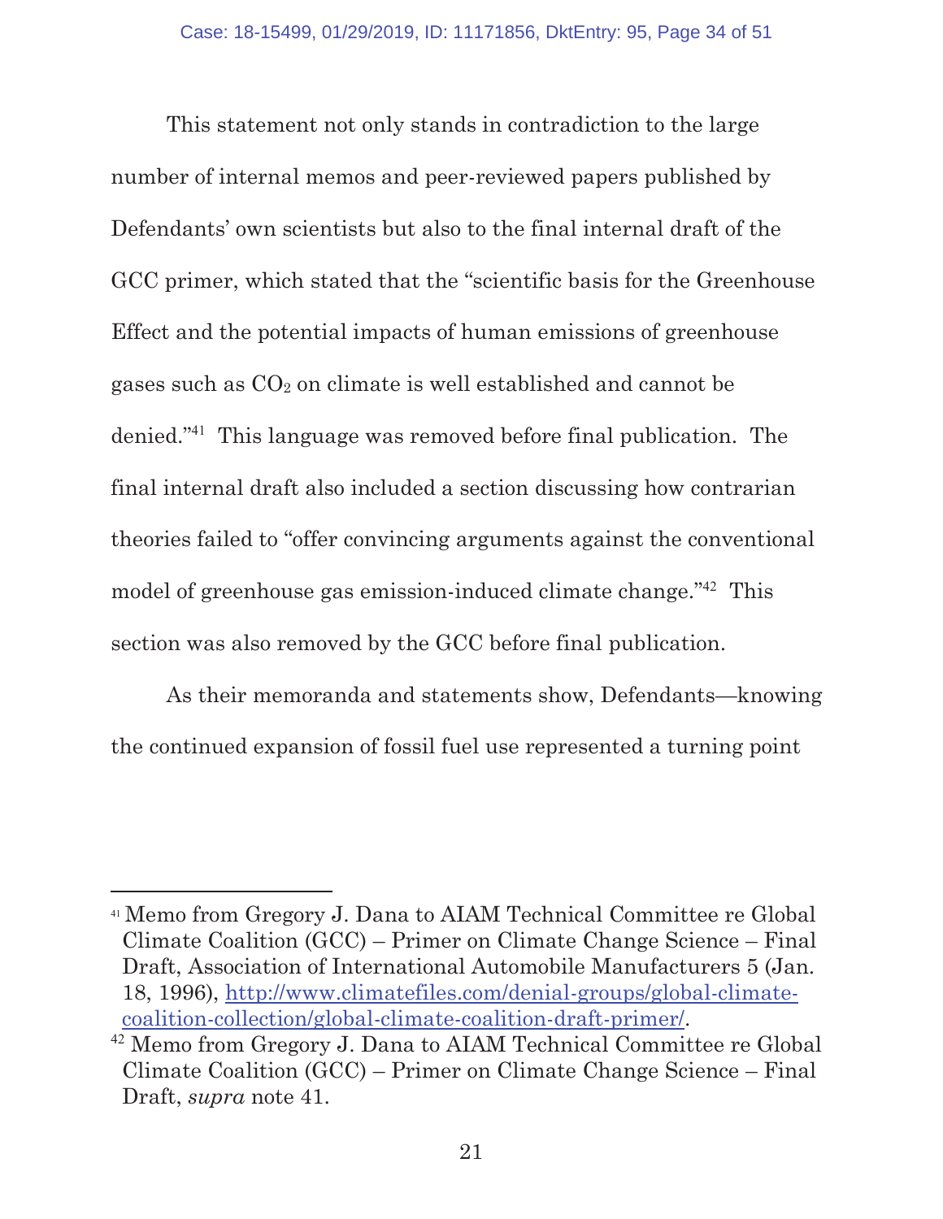This statement not only stands in contradiction to the large number of internal memos and peer-reviewed papers published by Defendants' own scientists but also to the final internal draft of the GCC primer, which stated that the "scientific basis for the Greenhouse Effect and the potential impacts of human emissions of greenhouse gases such as $CO_2$ on climate is well established and cannot be denied."[41] This language was removed before final publication. The final internal draft also included a section discussing how contrarian theories failed to "offer convincing arguments against the conventional model of greenhouse gas emission-induced climate change."[42] This section was also removed by the GCC before final publication.

As their memoranda and statements show, Defendants—knowing the continued expansion of fossil fuel use represented a turning point

---

[41] Memo from Gregory J. Dana to AIAM Technical Committee re Global Climate Coalition (GCC) – Primer on Climate Change Science – Final Draft, Association of International Automobile Manufacturers 5 (Jan. 18, 1996), http://www.climatefiles.com/denial-groups/global-climate-coalition-collection/global-climate-coalition-draft-primer/.

[42] Memo from Gregory J. Dana to AIAM Technical Committee re Global Climate Coalition (GCC) – Primer on Climate Change Science – Final Draft, *supra* note 41.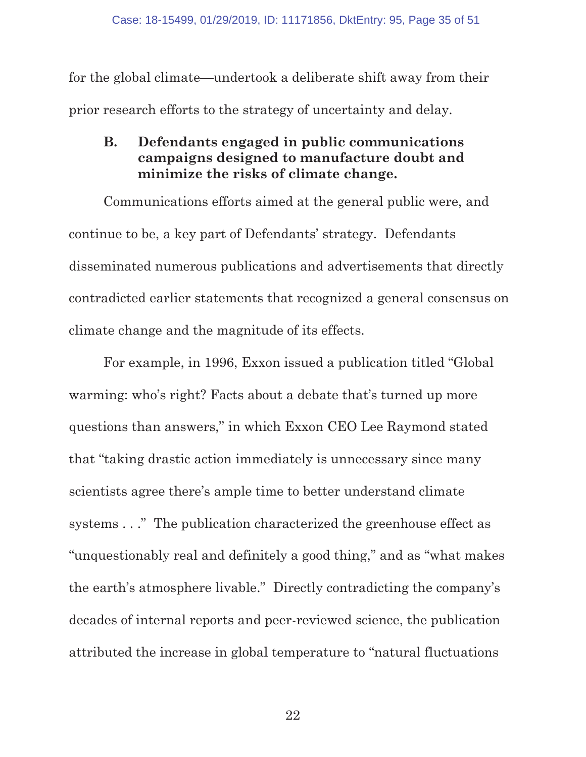for the global climate—undertook a deliberate shift away from their prior research efforts to the strategy of uncertainty and delay.

### B. Defendants engaged in public communications campaigns designed to manufacture doubt and minimize the risks of climate change.

Communications efforts aimed at the general public were, and continue to be, a key part of Defendants' strategy. Defendants disseminated numerous publications and advertisements that directly contradicted earlier statements that recognized a general consensus on climate change and the magnitude of its effects.

For example, in 1996, Exxon issued a publication titled "Global warming: who's right? Facts about a debate that's turned up more questions than answers," in which Exxon CEO Lee Raymond stated that "taking drastic action immediately is unnecessary since many scientists agree there's ample time to better understand climate systems . . ." The publication characterized the greenhouse effect as "unquestionably real and definitely a good thing," and as "what makes the earth's atmosphere livable." Directly contradicting the company's decades of internal reports and peer-reviewed science, the publication attributed the increase in global temperature to "natural fluctuations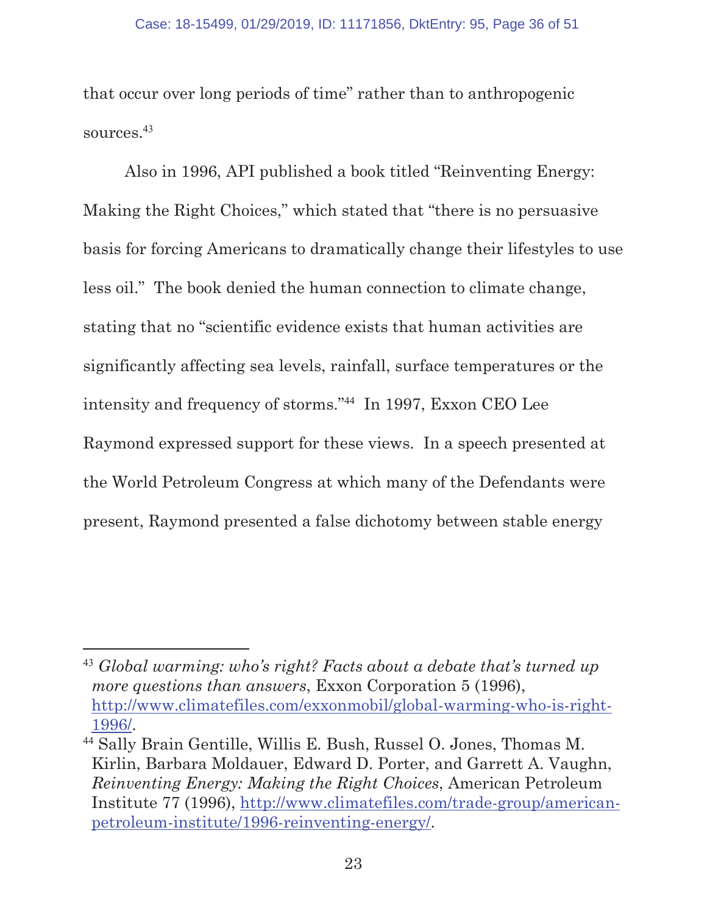that occur over long periods of time" rather than to anthropogenic sources.[43]

Also in 1996, API published a book titled "Reinventing Energy: Making the Right Choices," which stated that "there is no persuasive basis for forcing Americans to dramatically change their lifestyles to use less oil." The book denied the human connection to climate change, stating that no "scientific evidence exists that human activities are significantly affecting sea levels, rainfall, surface temperatures or the intensity and frequency of storms."[44] In 1997, Exxon CEO Lee Raymond expressed support for these views. In a speech presented at the World Petroleum Congress at which many of the Defendants were present, Raymond presented a false dichotomy between stable energy

---

[43] *Global warming: who's right? Facts about a debate that's turned up more questions than answers*, Exxon Corporation 5 (1996), http://www.climatefiles.com/exxonmobil/global-warming-who-is-right-1996/.

[44] Sally Brain Gentille, Willis E. Bush, Russel O. Jones, Thomas M. Kirlin, Barbara Moldauer, Edward D. Porter, and Garrett A. Vaughn, *Reinventing Energy: Making the Right Choices*, American Petroleum Institute 77 (1996), http://www.climatefiles.com/trade-group/american-petroleum-institute/1996-reinventing-energy/.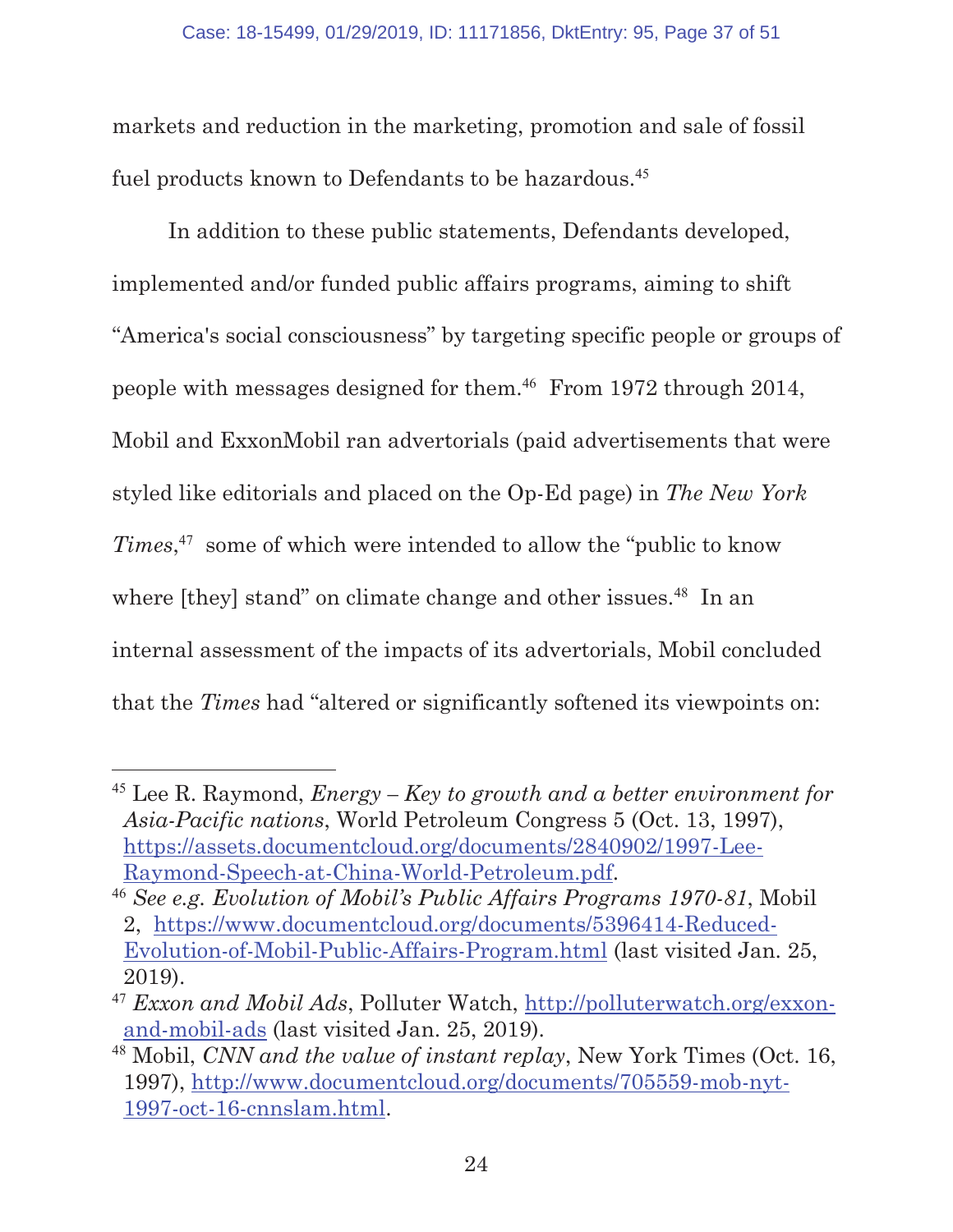markets and reduction in the marketing, promotion and sale of fossil fuel products known to Defendants to be hazardous.[45]

In addition to these public statements, Defendants developed, implemented and/or funded public affairs programs, aiming to shift "America's social consciousness" by targeting specific people or groups of people with messages designed for them.[46] From 1972 through 2014, Mobil and ExxonMobil ran advertorials (paid advertisements that were styled like editorials and placed on the Op-Ed page) in *The New York Times*,[47] some of which were intended to allow the "public to know where [they] stand" on climate change and other issues.[48] In an internal assessment of the impacts of its advertorials, Mobil concluded that the *Times* had "altered or significantly softened its viewpoints on:

---

[45] Lee R. Raymond, *Energy – Key to growth and a better environment for Asia-Pacific nations*, World Petroleum Congress 5 (Oct. 13, 1997), https://assets.documentcloud.org/documents/2840902/1997-Lee-Raymond-Speech-at-China-World-Petroleum.pdf.

[46] *See e.g. Evolution of Mobil's Public Affairs Programs 1970-81*, Mobil 2, https://www.documentcloud.org/documents/5396414-Reduced-Evolution-of-Mobil-Public-Affairs-Program.html (last visited Jan. 25, 2019).

[47] *Exxon and Mobil Ads*, Polluter Watch, http://polluterwatch.org/exxon-and-mobil-ads (last visited Jan. 25, 2019).

[48] Mobil, *CNN and the value of instant replay*, New York Times (Oct. 16, 1997), http://www.documentcloud.org/documents/705559-mob-nyt-1997-oct-16-cnnslam.html.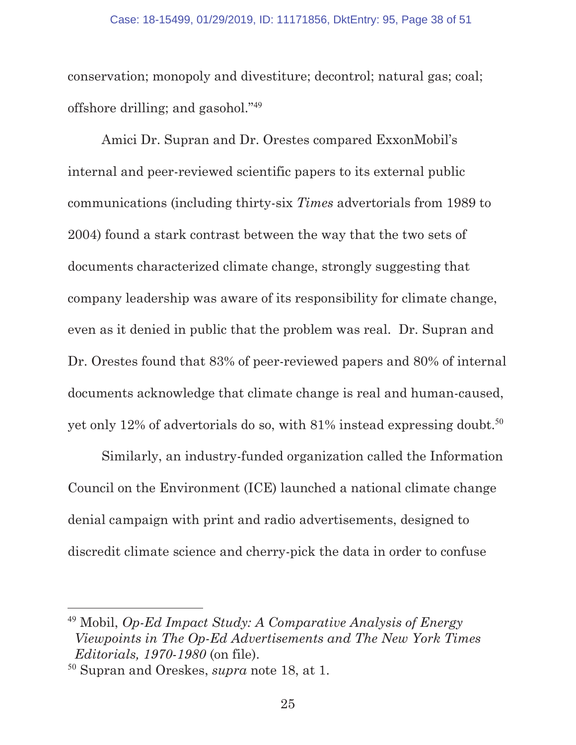conservation; monopoly and divestiture; decontrol; natural gas; coal; offshore drilling; and gasohol."[49]

Amici Dr. Supran and Dr. Orestes compared ExxonMobil's internal and peer-reviewed scientific papers to its external public communications (including thirty-six *Times* advertorials from 1989 to 2004) found a stark contrast between the way that the two sets of documents characterized climate change, strongly suggesting that company leadership was aware of its responsibility for climate change, even as it denied in public that the problem was real. Dr. Supran and Dr. Orestes found that 83% of peer-reviewed papers and 80% of internal documents acknowledge that climate change is real and human-caused, yet only 12% of advertorials do so, with 81% instead expressing doubt.[50]

Similarly, an industry-funded organization called the Information Council on the Environment (ICE) launched a national climate change denial campaign with print and radio advertisements, designed to discredit climate science and cherry-pick the data in order to confuse

---

[49] Mobil, *Op-Ed Impact Study: A Comparative Analysis of Energy Viewpoints in The Op-Ed Advertisements and The New York Times Editorials, 1970-1980* (on file).

[50] Supran and Oreskes, *supra* note 18, at 1.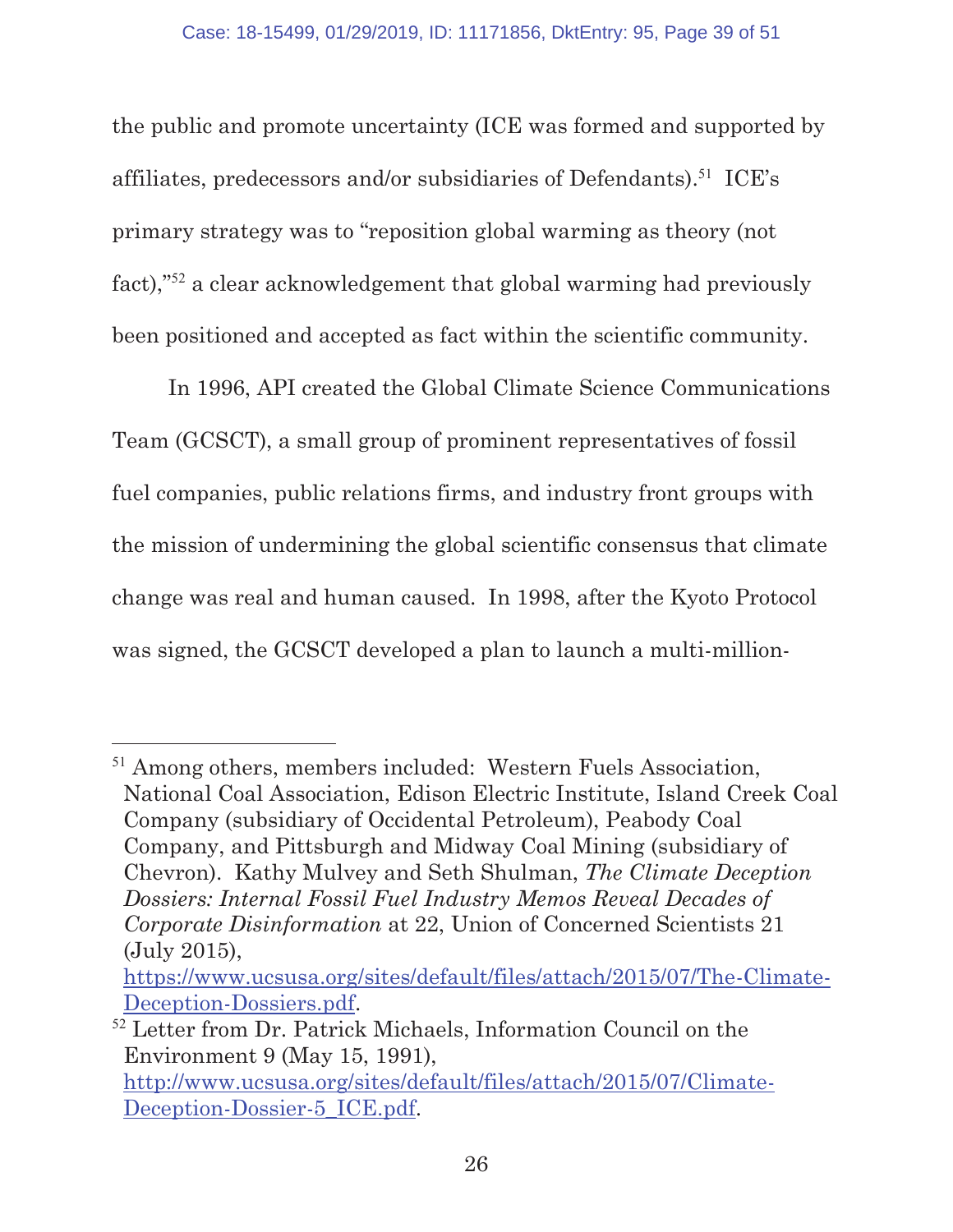the public and promote uncertainty (ICE was formed and supported by affiliates, predecessors and/or subsidiaries of Defendants).[51] ICE's primary strategy was to "reposition global warming as theory (not fact),"[52] a clear acknowledgement that global warming had previously been positioned and accepted as fact within the scientific community.

In 1996, API created the Global Climate Science Communications Team (GCSCT), a small group of prominent representatives of fossil fuel companies, public relations firms, and industry front groups with the mission of undermining the global scientific consensus that climate change was real and human caused. In 1998, after the Kyoto Protocol was signed, the GCSCT developed a plan to launch a multi-million-

---

[51] Among others, members included: Western Fuels Association, National Coal Association, Edison Electric Institute, Island Creek Coal Company (subsidiary of Occidental Petroleum), Peabody Coal Company, and Pittsburgh and Midway Coal Mining (subsidiary of Chevron). Kathy Mulvey and Seth Shulman, *The Climate Deception Dossiers: Internal Fossil Fuel Industry Memos Reveal Decades of Corporate Disinformation* at 22, Union of Concerned Scientists 21 (July 2015), https://www.ucsusa.org/sites/default/files/attach/2015/07/The-Climate-Deception-Dossiers.pdf.

[52] Letter from Dr. Patrick Michaels, Information Council on the Environment 9 (May 15, 1991), http://www.ucsusa.org/sites/default/files/attach/2015/07/Climate-Deception-Dossier-5_ICE.pdf.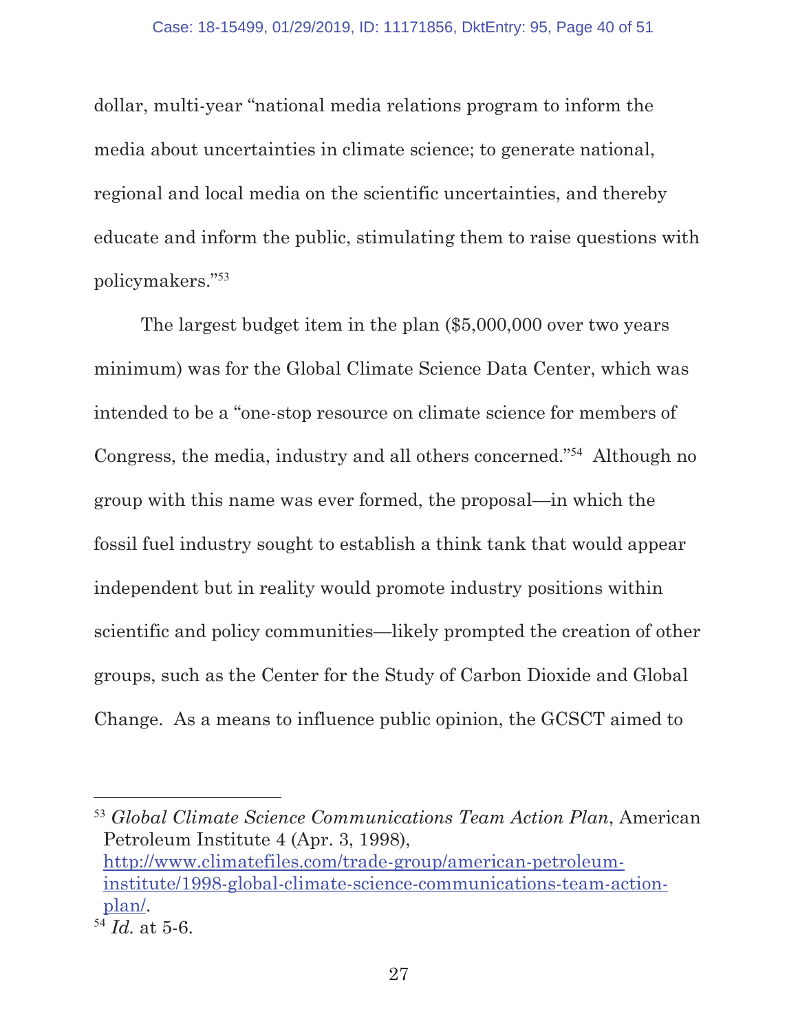dollar, multi-year "national media relations program to inform the media about uncertainties in climate science; to generate national, regional and local media on the scientific uncertainties, and thereby educate and inform the public, stimulating them to raise questions with policymakers."[53]

The largest budget item in the plan ($5,000,000 over two years minimum) was for the Global Climate Science Data Center, which was intended to be a "one-stop resource on climate science for members of Congress, the media, industry and all others concerned."[54] Although no group with this name was ever formed, the proposal—in which the fossil fuel industry sought to establish a think tank that would appear independent but in reality would promote industry positions within scientific and policy communities—likely prompted the creation of other groups, such as the Center for the Study of Carbon Dioxide and Global Change. As a means to influence public opinion, the GCSCT aimed to

---

[53] *Global Climate Science Communications Team Action Plan*, American Petroleum Institute 4 (Apr. 3, 1998), http://www.climatefiles.com/trade-group/american-petroleum-institute/1998-global-climate-science-communications-team-action-plan/.

[54] *Id.* at 5-6.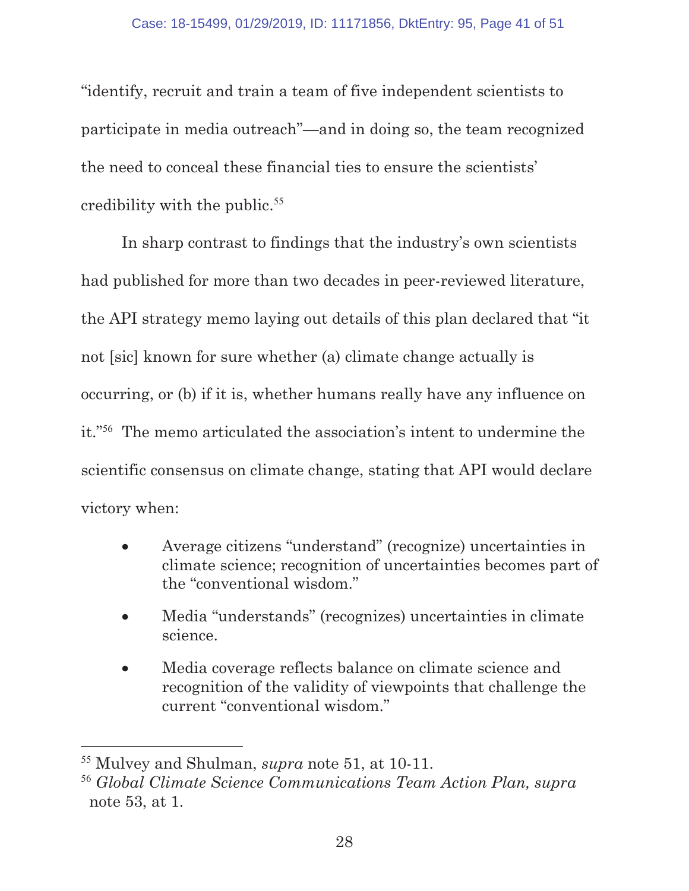"identify, recruit and train a team of five independent scientists to participate in media outreach"—and in doing so, the team recognized the need to conceal these financial ties to ensure the scientists' credibility with the public.[55]

In sharp contrast to findings that the industry's own scientists had published for more than two decades in peer-reviewed literature, the API strategy memo laying out details of this plan declared that "it not [sic] known for sure whether (a) climate change actually is occurring, or (b) if it is, whether humans really have any influence on it."[56] The memo articulated the association's intent to undermine the scientific consensus on climate change, stating that API would declare victory when:

- Average citizens "understand" (recognize) uncertainties in climate science; recognition of uncertainties becomes part of the "conventional wisdom."
- Media "understands" (recognizes) uncertainties in climate science.
- Media coverage reflects balance on climate science and recognition of the validity of viewpoints that challenge the current "conventional wisdom."

---

[55] Mulvey and Shulman, *supra* note 51, at 10-11.

[56] *Global Climate Science Communications Team Action Plan, supra* note 53, at 1.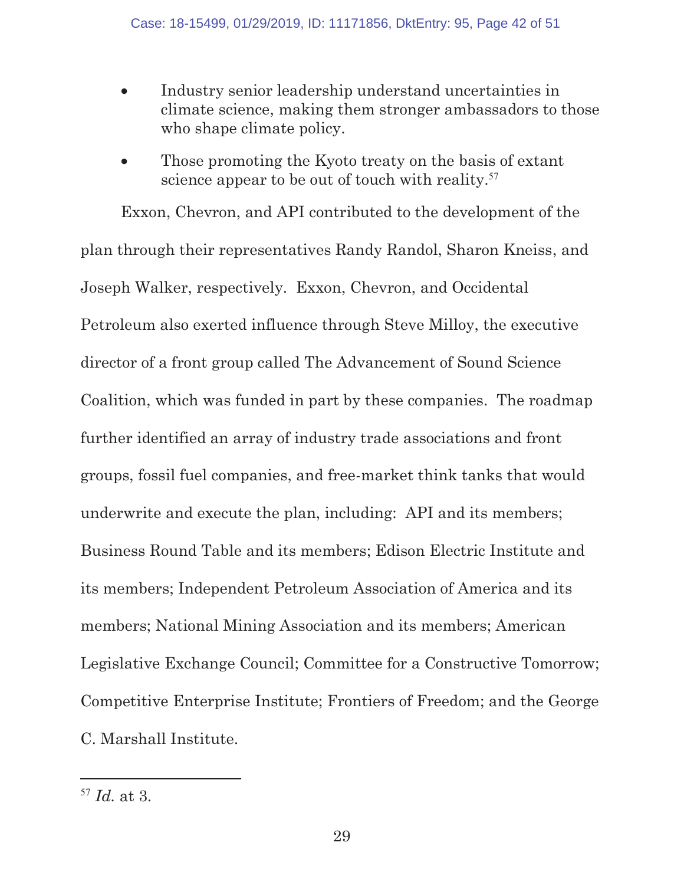- Industry senior leadership understand uncertainties in climate science, making them stronger ambassadors to those who shape climate policy.
- Those promoting the Kyoto treaty on the basis of extant science appear to be out of touch with reality.[57]

Exxon, Chevron, and API contributed to the development of the plan through their representatives Randy Randol, Sharon Kneiss, and Joseph Walker, respectively. Exxon, Chevron, and Occidental Petroleum also exerted influence through Steve Milloy, the executive director of a front group called The Advancement of Sound Science Coalition, which was funded in part by these companies. The roadmap further identified an array of industry trade associations and front groups, fossil fuel companies, and free-market think tanks that would underwrite and execute the plan, including: API and its members; Business Round Table and its members; Edison Electric Institute and its members; Independent Petroleum Association of America and its members; National Mining Association and its members; American Legislative Exchange Council; Committee for a Constructive Tomorrow; Competitive Enterprise Institute; Frontiers of Freedom; and the George C. Marshall Institute.

---

[57] *Id.* at 3.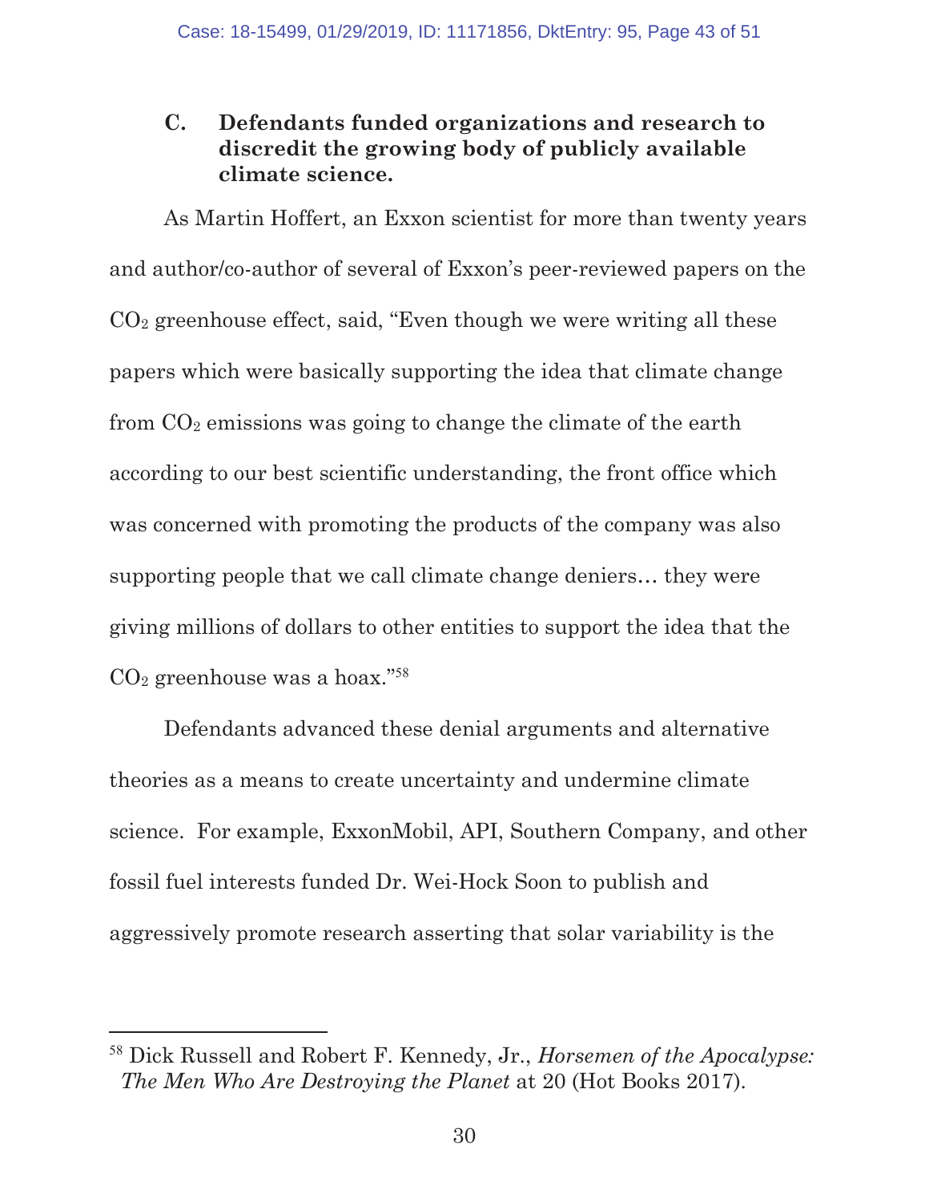### C. Defendants funded organizations and research to discredit the growing body of publicly available climate science.

As Martin Hoffert, an Exxon scientist for more than twenty years and author/co-author of several of Exxon's peer-reviewed papers on the $CO_2$ greenhouse effect, said, "Even though we were writing all these papers which were basically supporting the idea that climate change from $CO_2$ emissions was going to change the climate of the earth according to our best scientific understanding, the front office which was concerned with promoting the products of the company was also supporting people that we call climate change deniers… they were giving millions of dollars to other entities to support the idea that the $CO_2$ greenhouse was a hoax."[58]

Defendants advanced these denial arguments and alternative theories as a means to create uncertainty and undermine climate science. For example, ExxonMobil, API, Southern Company, and other fossil fuel interests funded Dr. Wei-Hock Soon to publish and aggressively promote research asserting that solar variability is the

---

[58] Dick Russell and Robert F. Kennedy, Jr., *Horsemen of the Apocalypse: The Men Who Are Destroying the Planet* at 20 (Hot Books 2017).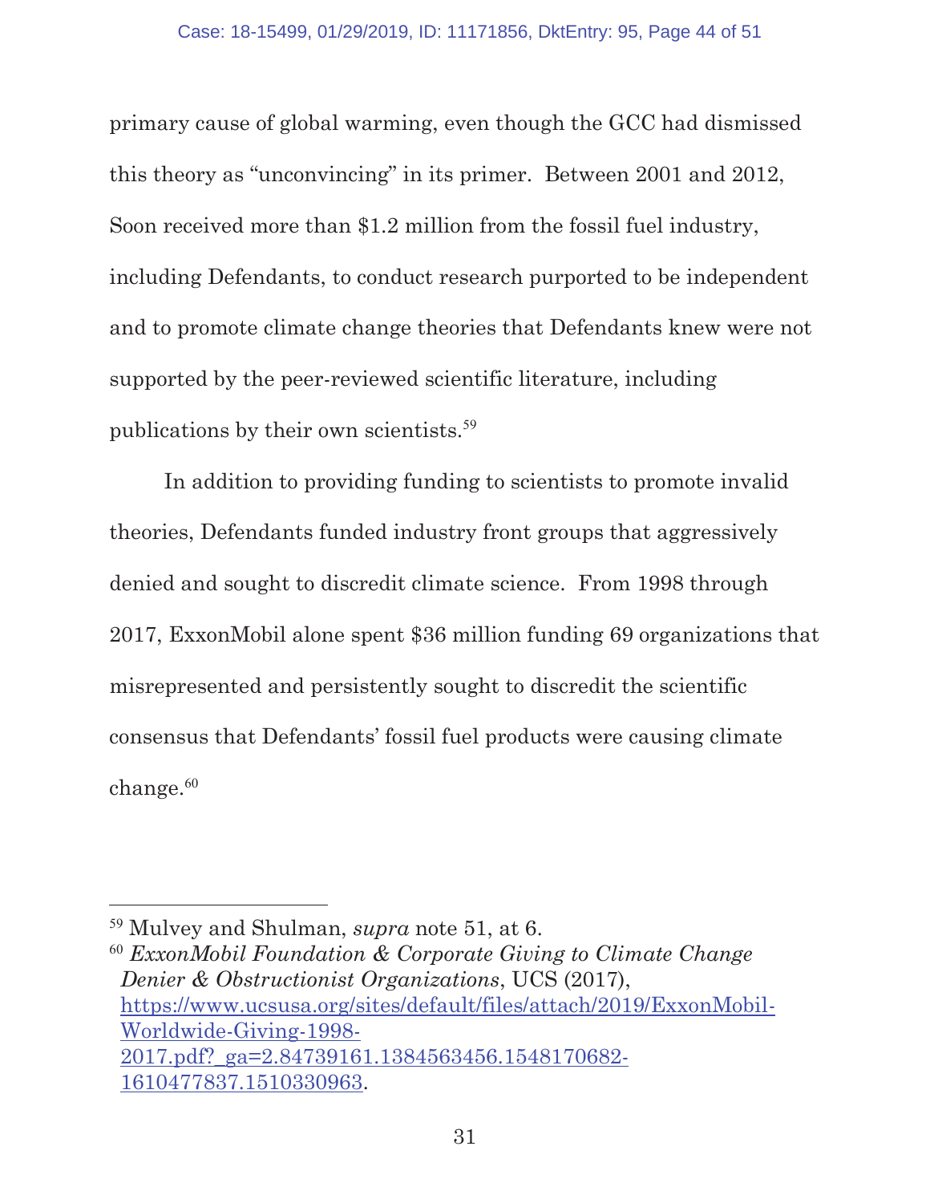primary cause of global warming, even though the GCC had dismissed this theory as "unconvincing" in its primer. Between 2001 and 2012, Soon received more than $1.2 million from the fossil fuel industry, including Defendants, to conduct research purported to be independent and to promote climate change theories that Defendants knew were not supported by the peer-reviewed scientific literature, including publications by their own scientists.[59]

In addition to providing funding to scientists to promote invalid theories, Defendants funded industry front groups that aggressively denied and sought to discredit climate science. From 1998 through 2017, ExxonMobil alone spent $36 million funding 69 organizations that misrepresented and persistently sought to discredit the scientific consensus that Defendants' fossil fuel products were causing climate change.[60]

---

[59] Mulvey and Shulman, *supra* note 51, at 6.

[60] *ExxonMobil Foundation & Corporate Giving to Climate Change Denier & Obstructionist Organizations*, UCS (2017), https://www.ucsusa.org/sites/default/files/attach/2019/ExxonMobil-Worldwide-Giving-1998-2017.pdf?_ga=2.84739161.1384563456.1548170682-1610477837.1510330963.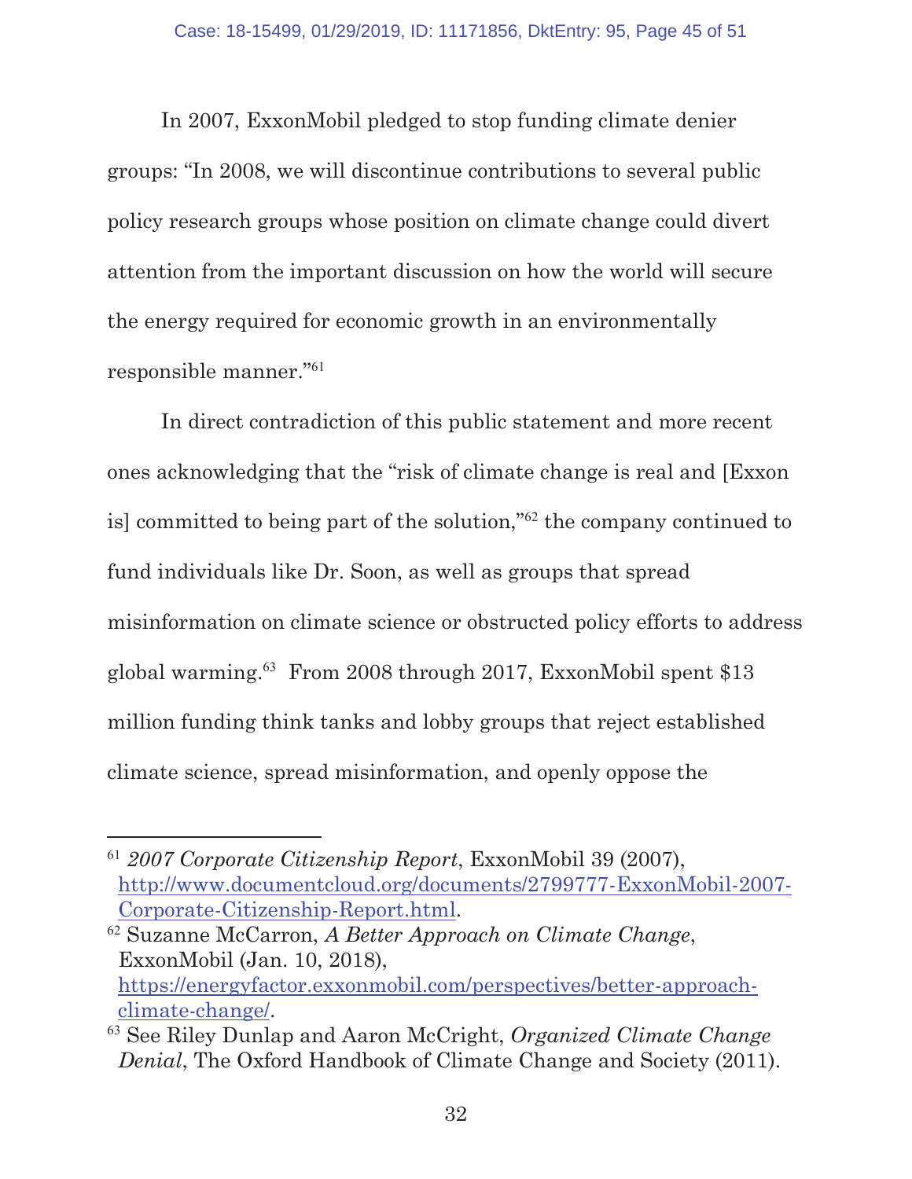In 2007, ExxonMobil pledged to stop funding climate denier groups: "In 2008, we will discontinue contributions to several public policy research groups whose position on climate change could divert attention from the important discussion on how the world will secure the energy required for economic growth in an environmentally responsible manner."[61]

In direct contradiction of this public statement and more recent ones acknowledging that the "risk of climate change is real and [Exxon is] committed to being part of the solution,"[62] the company continued to fund individuals like Dr. Soon, as well as groups that spread misinformation on climate science or obstructed policy efforts to address global warming.[63] From 2008 through 2017, ExxonMobil spent $13 million funding think tanks and lobby groups that reject established climate science, spread misinformation, and openly oppose the

---

[61] *2007 Corporate Citizenship Report*, ExxonMobil 39 (2007), http://www.documentcloud.org/documents/2799777-ExxonMobil-2007-Corporate-Citizenship-Report.html.

[62] Suzanne McCarron, *A Better Approach on Climate Change*, ExxonMobil (Jan. 10, 2018), https://energyfactor.exxonmobil.com/perspectives/better-approach-climate-change/.

[63] See Riley Dunlap and Aaron McCright, *Organized Climate Change Denial*, The Oxford Handbook of Climate Change and Society (2011).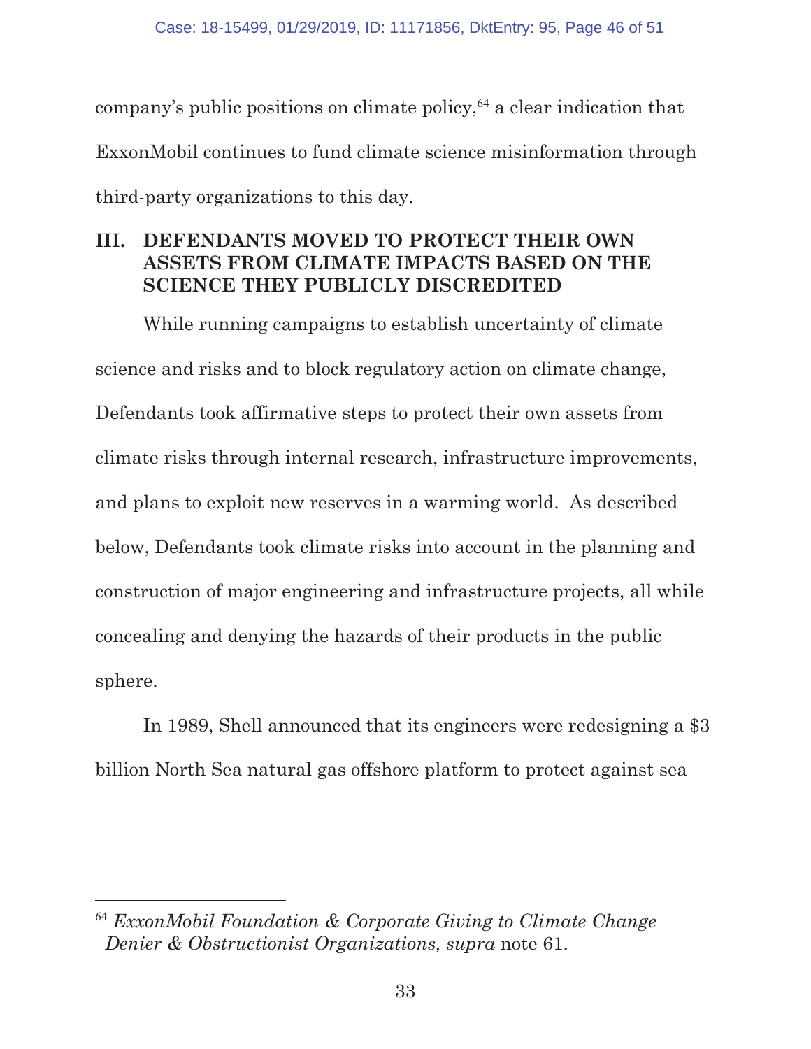company's public positions on climate policy,[64] a clear indication that ExxonMobil continues to fund climate science misinformation through third-party organizations to this day.

## III. DEFENDANTS MOVED TO PROTECT THEIR OWN ASSETS FROM CLIMATE IMPACTS BASED ON THE SCIENCE THEY PUBLICLY DISCREDITED

While running campaigns to establish uncertainty of climate science and risks and to block regulatory action on climate change, Defendants took affirmative steps to protect their own assets from climate risks through internal research, infrastructure improvements, and plans to exploit new reserves in a warming world. As described below, Defendants took climate risks into account in the planning and construction of major engineering and infrastructure projects, all while concealing and denying the hazards of their products in the public sphere.

In 1989, Shell announced that its engineers were redesigning a $3 billion North Sea natural gas offshore platform to protect against sea

---

[64] *ExxonMobil Foundation & Corporate Giving to Climate Change Denier & Obstructionist Organizations, supra* note 61.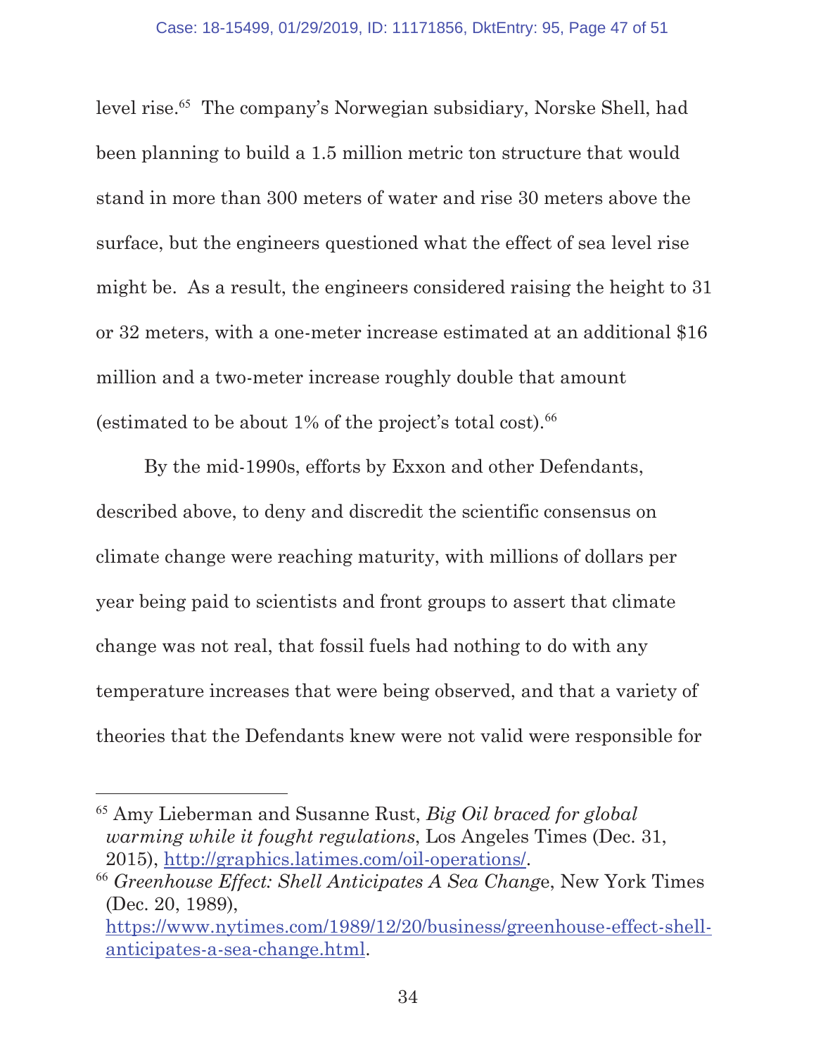level rise.[65] The company's Norwegian subsidiary, Norske Shell, had been planning to build a 1.5 million metric ton structure that would stand in more than 300 meters of water and rise 30 meters above the surface, but the engineers questioned what the effect of sea level rise might be. As a result, the engineers considered raising the height to 31 or 32 meters, with a one-meter increase estimated at an additional $16 million and a two-meter increase roughly double that amount (estimated to be about 1% of the project's total cost).[66]

By the mid-1990s, efforts by Exxon and other Defendants, described above, to deny and discredit the scientific consensus on climate change were reaching maturity, with millions of dollars per year being paid to scientists and front groups to assert that climate change was not real, that fossil fuels had nothing to do with any temperature increases that were being observed, and that a variety of theories that the Defendants knew were not valid were responsible for

---

[65] Amy Lieberman and Susanne Rust, *Big Oil braced for global warming while it fought regulations*, Los Angeles Times (Dec. 31, 2015), http://graphics.latimes.com/oil-operations/.

[66] *Greenhouse Effect: Shell Anticipates A Sea Chang*e, New York Times (Dec. 20, 1989), https://www.nytimes.com/1989/12/20/business/greenhouse-effect-shell-anticipates-a-sea-change.html.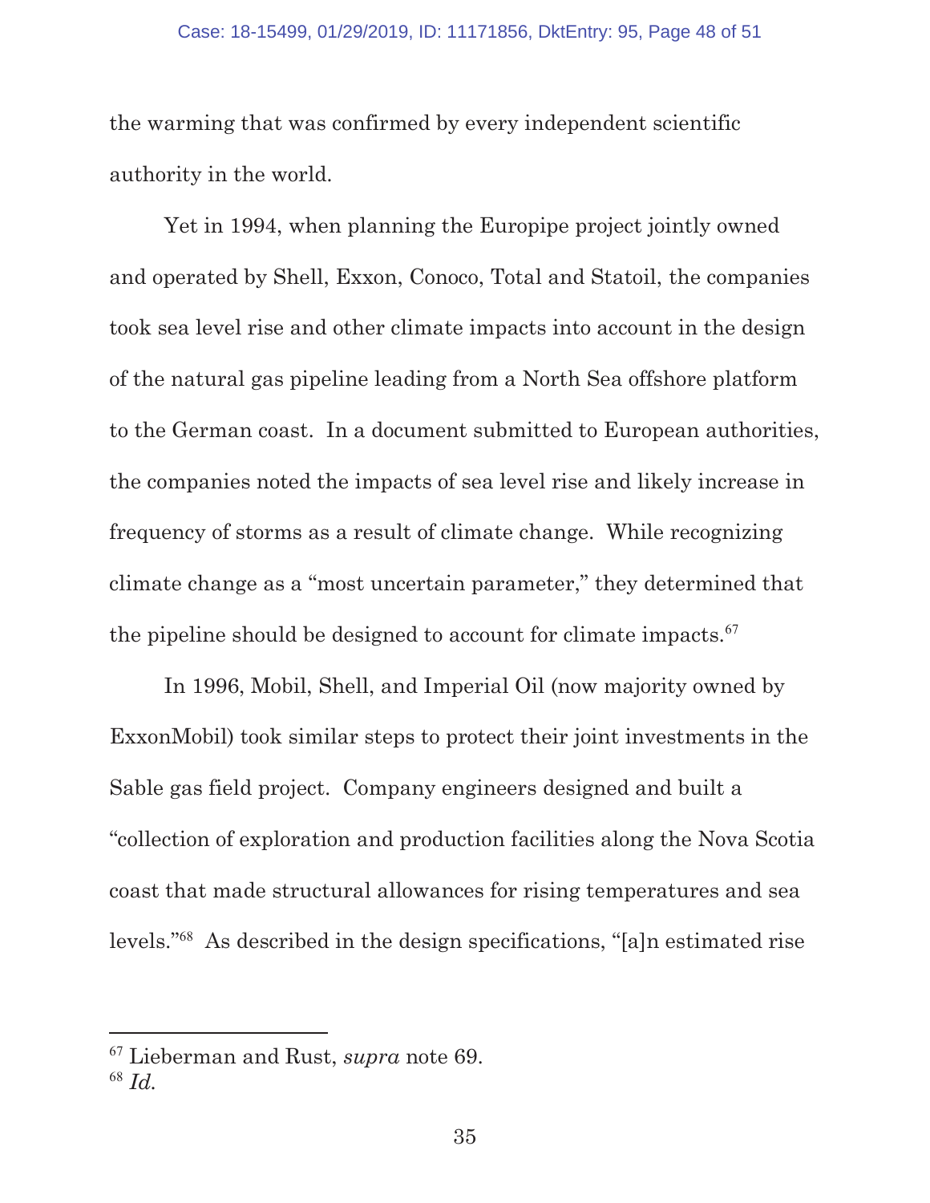the warming that was confirmed by every independent scientific authority in the world.

Yet in 1994, when planning the Europipe project jointly owned and operated by Shell, Exxon, Conoco, Total and Statoil, the companies took sea level rise and other climate impacts into account in the design of the natural gas pipeline leading from a North Sea offshore platform to the German coast. In a document submitted to European authorities, the companies noted the impacts of sea level rise and likely increase in frequency of storms as a result of climate change. While recognizing climate change as a "most uncertain parameter," they determined that the pipeline should be designed to account for climate impacts.[67]

In 1996, Mobil, Shell, and Imperial Oil (now majority owned by ExxonMobil) took similar steps to protect their joint investments in the Sable gas field project. Company engineers designed and built a "collection of exploration and production facilities along the Nova Scotia coast that made structural allowances for rising temperatures and sea levels."[68] As described in the design specifications, "[a]n estimated rise

---

[67] Lieberman and Rust, *supra* note 69.

[68] *Id.*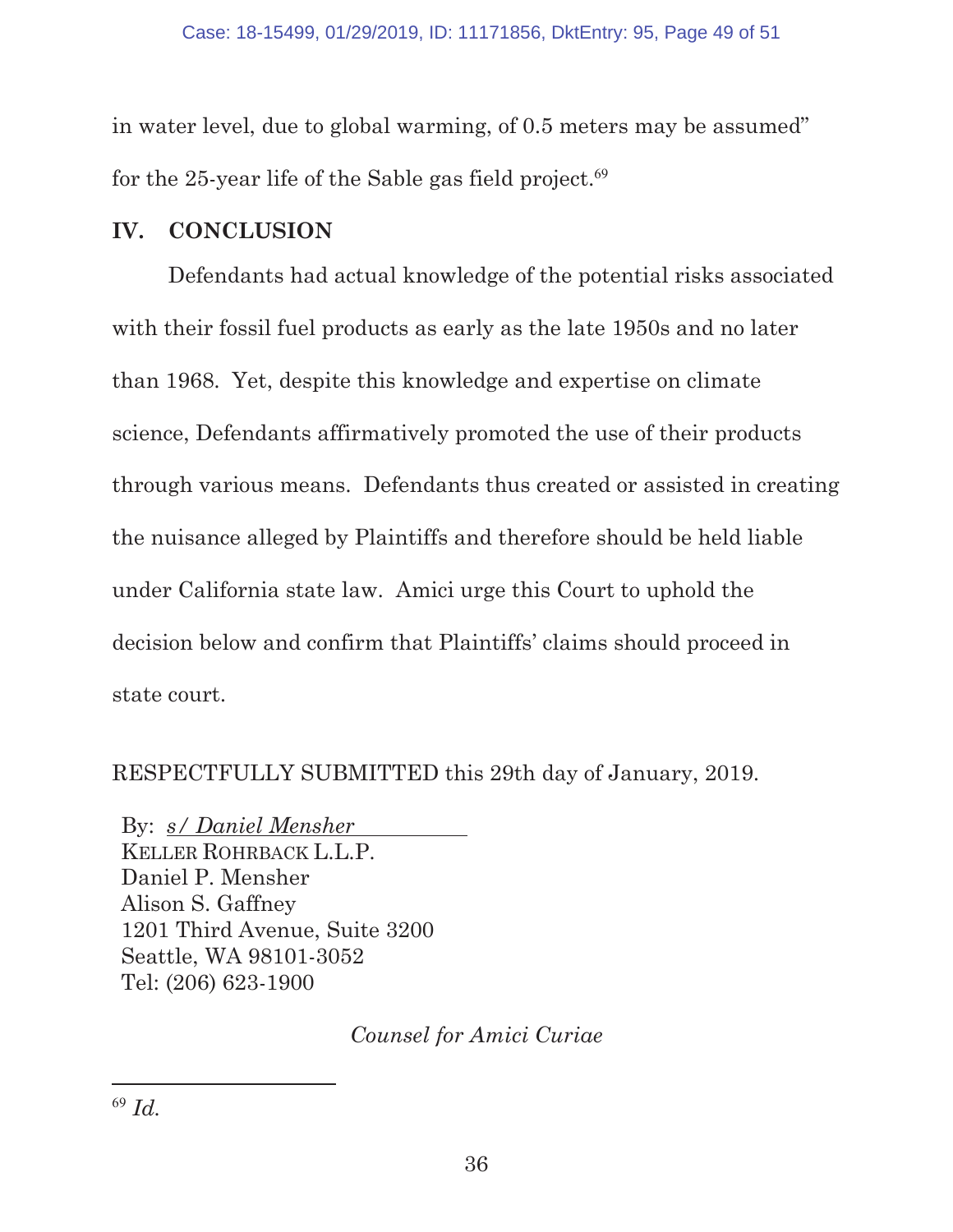in water level, due to global warming, of 0.5 meters may be assumed" for the 25-year life of the Sable gas field project.[69]

## IV. CONCLUSION

Defendants had actual knowledge of the potential risks associated with their fossil fuel products as early as the late 1950s and no later than 1968. Yet, despite this knowledge and expertise on climate science, Defendants affirmatively promoted the use of their products through various means. Defendants thus created or assisted in creating the nuisance alleged by Plaintiffs and therefore should be held liable under California state law. Amici urge this Court to uphold the decision below and confirm that Plaintiffs' claims should proceed in state court.

RESPECTFULLY SUBMITTED this 29th day of January, 2019.

By: *s/ Daniel Mensher*
KELLER ROHRBACK L.L.P.
Daniel P. Mensher
Alison S. Gaffney
1201 Third Avenue, Suite 3200
Seattle, WA 98101-3052
Tel: (206) 623-1900

*Counsel for Amici Curiae*

---

[69] *Id.*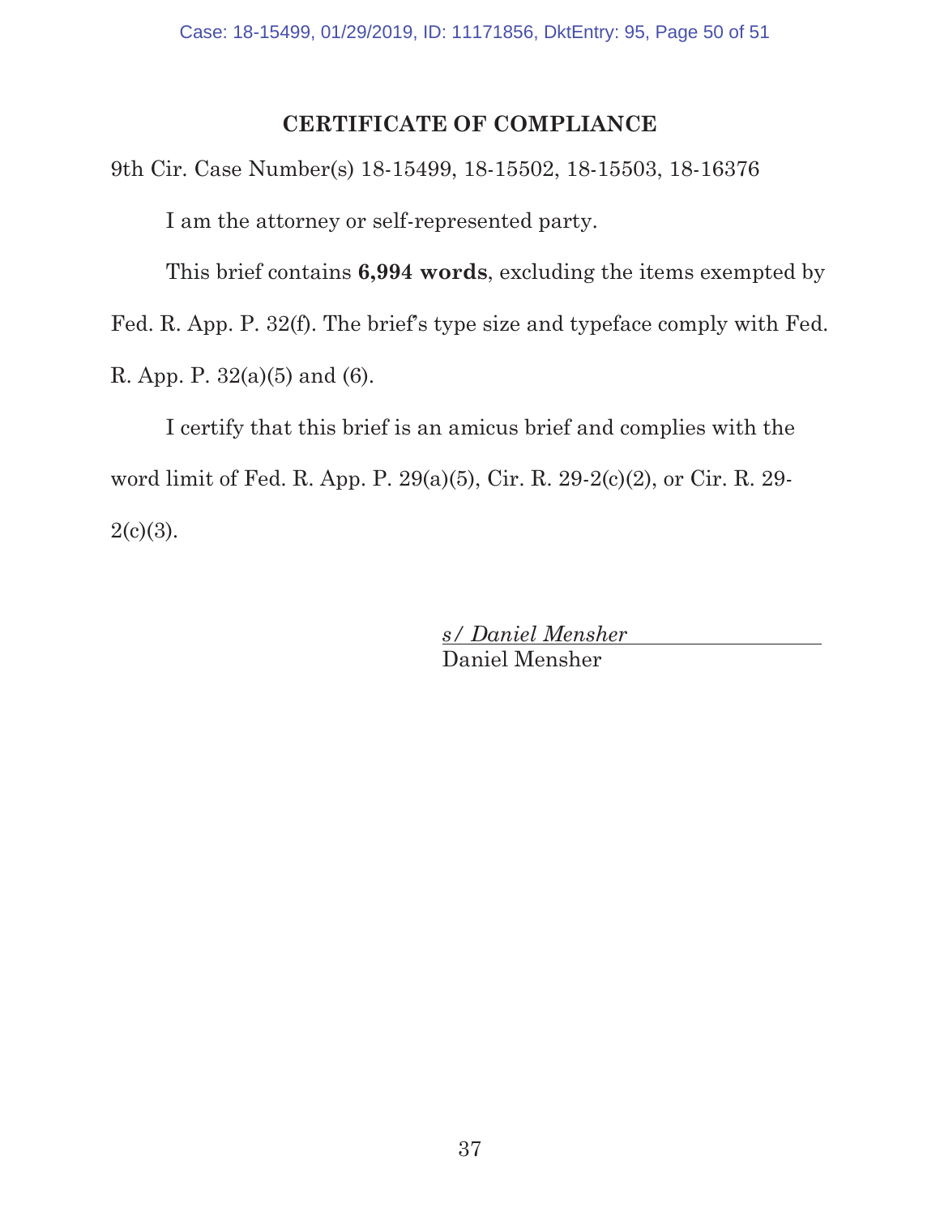# CERTIFICATE OF COMPLIANCE

9th Cir. Case Number(s) 18-15499, 18-15502, 18-15503, 18-16376

I am the attorney or self-represented party.

This brief contains **6,994 words**, excluding the items exempted by Fed. R. App. P. 32(f). The brief's type size and typeface comply with Fed. R. App. P. 32(a)(5) and (6).

I certify that this brief is an amicus brief and complies with the word limit of Fed. R. App. P. 29(a)(5), Cir. R. 29-2(c)(2), or Cir. R. 29-2(c)(3).

*s/ Daniel Mensher*
Daniel Mensher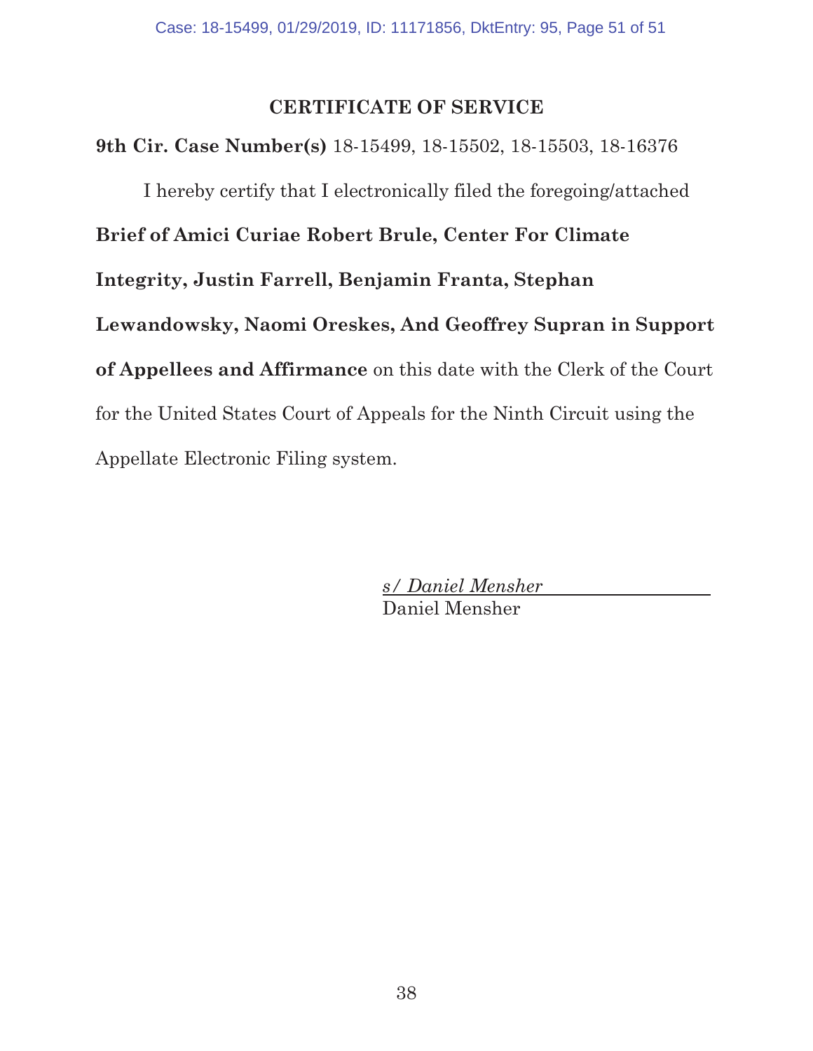## CERTIFICATE OF SERVICE

**9th Cir. Case Number(s)** 18-15499, 18-15502, 18-15503, 18-16376

I hereby certify that I electronically filed the foregoing/attached **Brief of Amici Curiae Robert Brule, Center For Climate Integrity, Justin Farrell, Benjamin Franta, Stephan Lewandowsky, Naomi Oreskes, And Geoffrey Supran in Support of Appellees and Affirmance** on this date with the Clerk of the Court for the United States Court of Appeals for the Ninth Circuit using the Appellate Electronic Filing system.

*s/ Daniel Mensher*
Daniel Mensher